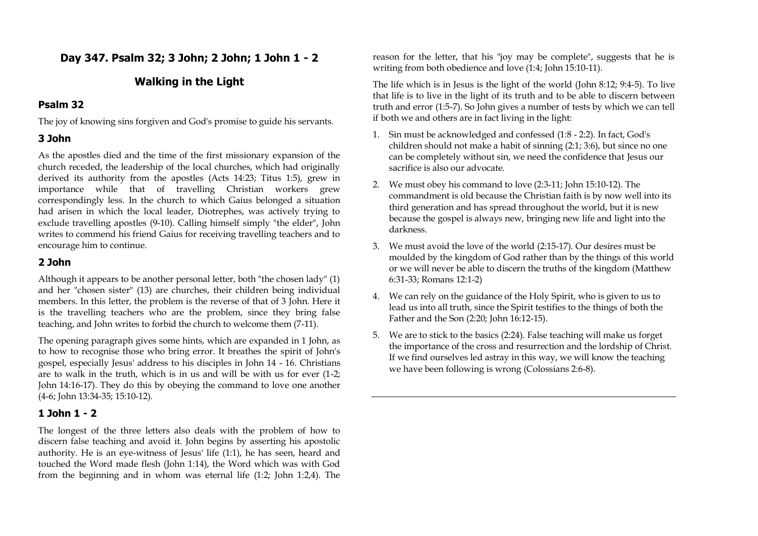# Day 347. Psalm 32; 3 John; 2 John; 1 John 1 - 2

## Walking in the Light

### Psalm 32

The joy of knowing sins forgiven and God's promise to guide his servants.

### 3 John

As the apostles died and the time of the first missionary expansion of the church receded, the leadership of the local churches, which had originally derived its authority from the apostles (Acts 14:23; Titus 1:5), grew in importance while that of travelling Christian workers grew correspondingly less. In the church to which Gaius belonged a situation had arisen in which the local leader, Diotrephes, was actively trying to exclude travelling apostles (9-10). Calling himself simply "the elder", John writes to commend his friend Gaius for receiving travelling teachers and to encourage him to continue.

### 2 John

Although it appears to be another personal letter, both "the chosen lady" (1) and her "chosen sister" (13) are churches, their children being individual members. In this letter, the problem is the reverse of that of 3 John. Here it is the travelling teachers who are the problem, since they bring false teaching, and John writes to forbid the church to welcome them (7-11).

The opening paragraph gives some hints, which are expanded in 1 John, as to how to recognise those who bring error. It breathes the spirit of John's gospel, especially Jesus' address to his disciples in John 14 - 16. Christians are to walk in the truth, which is in us and will be with us for ever (1-2; John 14:16-17). They do this by obeying the command to love one another (4-6; John 13:34-35; 15:10-12).

### 1 John 1 - 2

The longest of the three letters also deals with the problem of how to discern false teaching and avoid it. John begins by asserting his apostolic authority. He is an eye-witness of Jesus' life (1:1), he has seen, heard and touched the Word made flesh (John 1:14), the Word which was with God from the beginning and in whom was eternal life (1:2; John 1:2,4). The reason for the letter, that his "joy may be complete", suggests that he is writing from both obedience and love (1:4; John 15:10-11).

The life which is in Jesus is the light of the world (John 8:12; 9:4-5). To live that life is to live in the light of its truth and to be able to discern between truth and error (1:5-7). So John gives a number of tests by which we can tell if both we and others are in fact living in the light:

1. Sin must be acknowledged and confessed (1:8 - 2:2). In fact, God's children should not make a habit of sinning (2:1; 3:6), but since no one can be completely without sin, we need the confidence that Jesus our sacrifice is also our advocate.
2. We must obey his command to love (2:3-11; John 15:10-12). The commandment is old because the Christian faith is by now well into its third generation and has spread throughout the world, but it is new because the gospel is always new, bringing new life and light into the darkness.
3. We must avoid the love of the world (2:15-17). Our desires must be moulded by the kingdom of God rather than by the things of this world or we will never be able to discern the truths of the kingdom (Matthew 6:31-33; Romans 12:1-2)
4. We can rely on the guidance of the Holy Spirit, who is given to us to lead us into all truth, since the Spirit testifies to the things of both the Father and the Son (2:20; John 16:12-15).
5. We are to stick to the basics (2:24). False teaching will make us forget the importance of the cross and resurrection and the lordship of Christ. If we find ourselves led astray in this way, we will know the teaching we have been following is wrong (Colossians 2:6-8).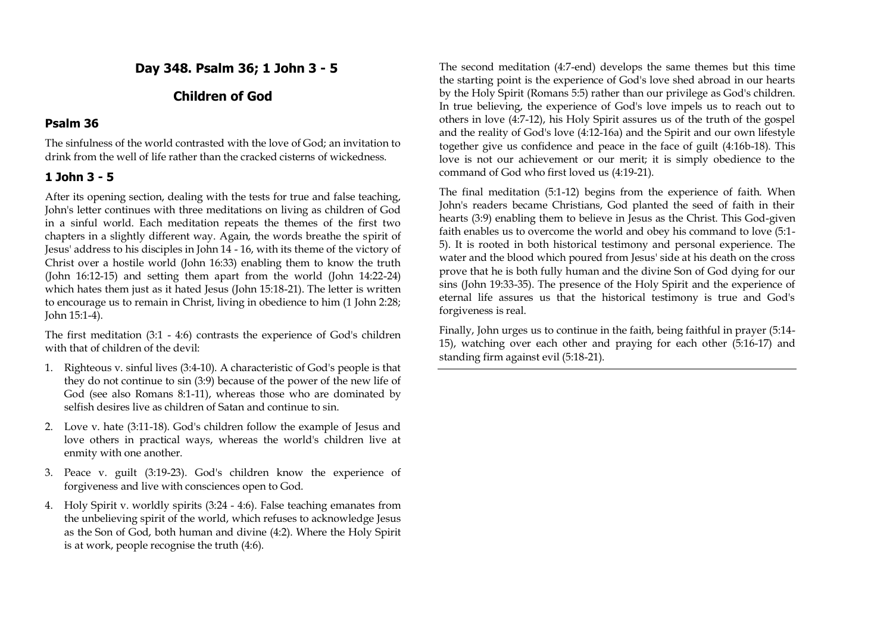## Day 348. Psalm 36; 1 John 3 - 5

## Children of God

### Psalm 36

The sinfulness of the world contrasted with the love of God; an invitation to drink from the well of life rather than the cracked cisterns of wickedness.

### 1 John 3 - 5

After its opening section, dealing with the tests for true and false teaching, John's letter continues with three meditations on living as children of God in a sinful world. Each meditation repeats the themes of the first two chapters in a slightly different way. Again, the words breathe the spirit of Jesus' address to his disciples in John 14 - 16, with its theme of the victory of Christ over a hostile world (John 16:33) enabling them to know the truth (John 16:12-15) and setting them apart from the world (John 14:22-24) which hates them just as it hated Jesus (John 15:18-21). The letter is written to encourage us to remain in Christ, living in obedience to him (1 John 2:28; John 15:1-4).

The first meditation (3:1 - 4:6) contrasts the experience of God's children with that of children of the devil:

1. Righteous v. sinful lives (3:4-10). A characteristic of God's people is that they do not continue to sin (3:9) because of the power of the new life of God (see also Romans 8:1-11), whereas those who are dominated by selfish desires live as children of Satan and continue to sin.
2. Love v. hate (3:11-18). God's children follow the example of Jesus and love others in practical ways, whereas the world's children live at enmity with one another.
3. Peace v. guilt (3:19-23). God's children know the experience of forgiveness and live with consciences open to God.
4. Holy Spirit v. worldly spirits (3:24 - 4:6). False teaching emanates from the unbelieving spirit of the world, which refuses to acknowledge Jesus as the Son of God, both human and divine (4:2). Where the Holy Spirit is at work, people recognise the truth (4:6).

The second meditation (4:7-end) develops the same themes but this time the starting point is the experience of God's love shed abroad in our hearts by the Holy Spirit (Romans 5:5) rather than our privilege as God's children. In true believing, the experience of God's love impels us to reach out to others in love (4:7-12), his Holy Spirit assures us of the truth of the gospel and the reality of God's love (4:12-16a) and the Spirit and our own lifestyle together give us confidence and peace in the face of guilt (4:16b-18). This love is not our achievement or our merit; it is simply obedience to the command of God who first loved us (4:19-21).

The final meditation (5:1-12) begins from the experience of faith. When John's readers became Christians, God planted the seed of faith in their hearts (3:9) enabling them to believe in Jesus as the Christ. This God-given faith enables us to overcome the world and obey his command to love (5:1-5). It is rooted in both historical testimony and personal experience. The water and the blood which poured from Jesus' side at his death on the cross prove that he is both fully human and the divine Son of God dying for our sins (John 19:33-35). The presence of the Holy Spirit and the experience of eternal life assures us that the historical testimony is true and God's forgiveness is real.

Finally, John urges us to continue in the faith, being faithful in prayer (5:14-15), watching over each other and praying for each other (5:16-17) and standing firm against evil (5:18-21).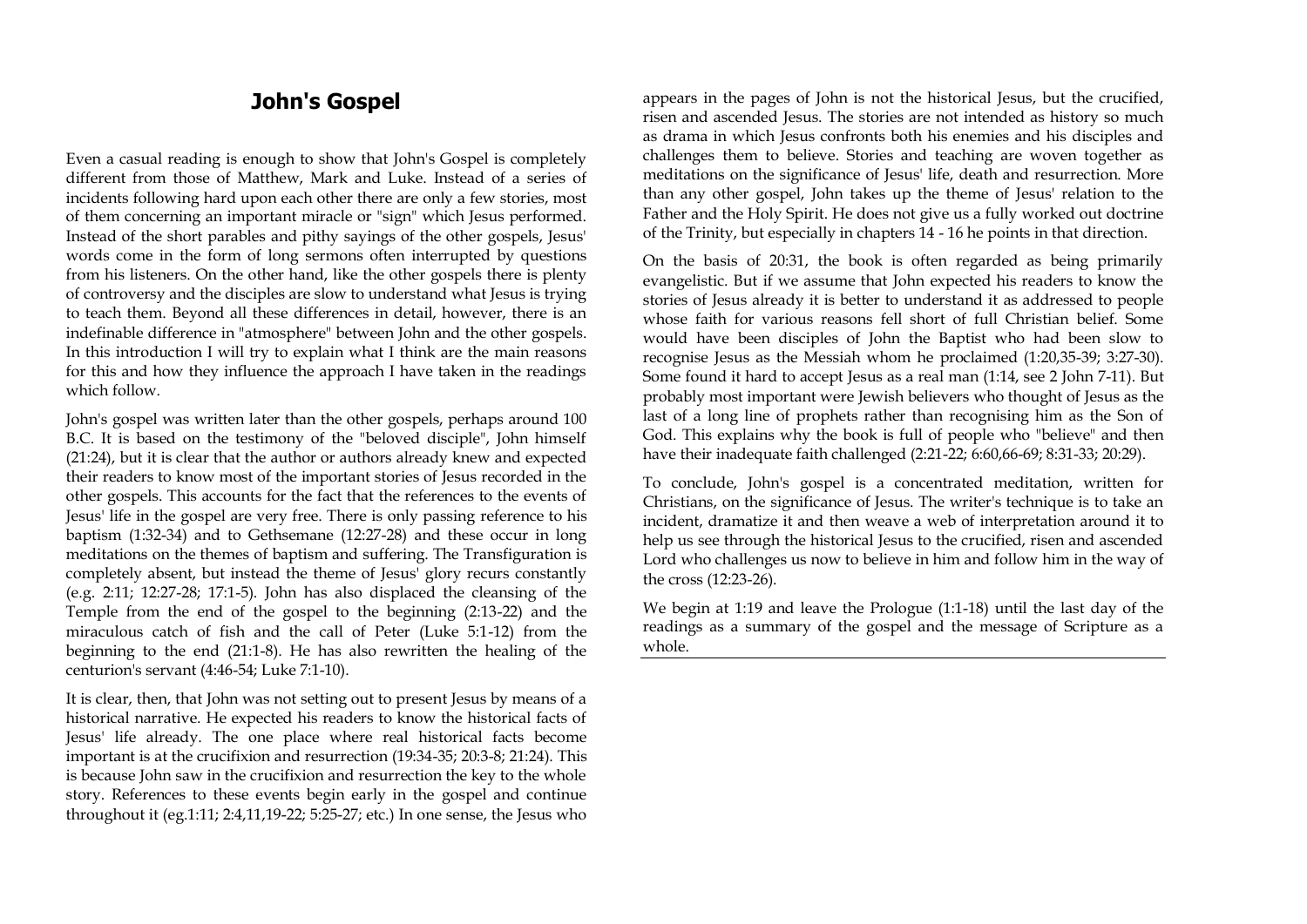# John's Gospel

Even a casual reading is enough to show that John's Gospel is completely different from those of Matthew, Mark and Luke. Instead of a series of incidents following hard upon each other there are only a few stories, most of them concerning an important miracle or "sign" which Jesus performed. Instead of the short parables and pithy sayings of the other gospels, Jesus' words come in the form of long sermons often interrupted by questions from his listeners. On the other hand, like the other gospels there is plenty of controversy and the disciples are slow to understand what Jesus is trying to teach them. Beyond all these differences in detail, however, there is an indefinable difference in "atmosphere" between John and the other gospels. In this introduction I will try to explain what I think are the main reasons for this and how they influence the approach I have taken in the readings which follow.

John's gospel was written later than the other gospels, perhaps around 100 B.C. It is based on the testimony of the "beloved disciple", John himself (21:24), but it is clear that the author or authors already knew and expected their readers to know most of the important stories of Jesus recorded in the other gospels. This accounts for the fact that the references to the events of Jesus' life in the gospel are very free. There is only passing reference to his baptism (1:32-34) and to Gethsemane (12:27-28) and these occur in long meditations on the themes of baptism and suffering. The Transfiguration is completely absent, but instead the theme of Jesus' glory recurs constantly (e.g. 2:11; 12:27-28; 17:1-5). John has also displaced the cleansing of the Temple from the end of the gospel to the beginning (2:13-22) and the miraculous catch of fish and the call of Peter (Luke 5:1-12) from the beginning to the end (21:1-8). He has also rewritten the healing of the centurion's servant (4:46-54; Luke 7:1-10).

It is clear, then, that John was not setting out to present Jesus by means of a historical narrative. He expected his readers to know the historical facts of Jesus' life already. The one place where real historical facts become important is at the crucifixion and resurrection (19:34-35; 20:3-8; 21:24). This is because John saw in the crucifixion and resurrection the key to the whole story. References to these events begin early in the gospel and continue throughout it (eg.1:11; 2:4,11,19-22; 5:25-27; etc.) In one sense, the Jesus who appears in the pages of John is not the historical Jesus, but the crucified, risen and ascended Jesus. The stories are not intended as history so much as drama in which Jesus confronts both his enemies and his disciples and challenges them to believe. Stories and teaching are woven together as meditations on the significance of Jesus' life, death and resurrection. More than any other gospel, John takes up the theme of Jesus' relation to the Father and the Holy Spirit. He does not give us a fully worked out doctrine of the Trinity, but especially in chapters 14 - 16 he points in that direction.

On the basis of 20:31, the book is often regarded as being primarily evangelistic. But if we assume that John expected his readers to know the stories of Jesus already it is better to understand it as addressed to people whose faith for various reasons fell short of full Christian belief. Some would have been disciples of John the Baptist who had been slow to recognise Jesus as the Messiah whom he proclaimed (1:20,35-39; 3:27-30). Some found it hard to accept Jesus as a real man (1:14, see 2 John 7-11). But probably most important were Jewish believers who thought of Jesus as the last of a long line of prophets rather than recognising him as the Son of God. This explains why the book is full of people who "believe" and then have their inadequate faith challenged (2:21-22; 6:60,66-69; 8:31-33; 20:29).

To conclude, John's gospel is a concentrated meditation, written for Christians, on the significance of Jesus. The writer's technique is to take an incident, dramatize it and then weave a web of interpretation around it to help us see through the historical Jesus to the crucified, risen and ascended Lord who challenges us now to believe in him and follow him in the way of the cross (12:23-26).

We begin at 1:19 and leave the Prologue (1:1-18) until the last day of the readings as a summary of the gospel and the message of Scripture as a whole.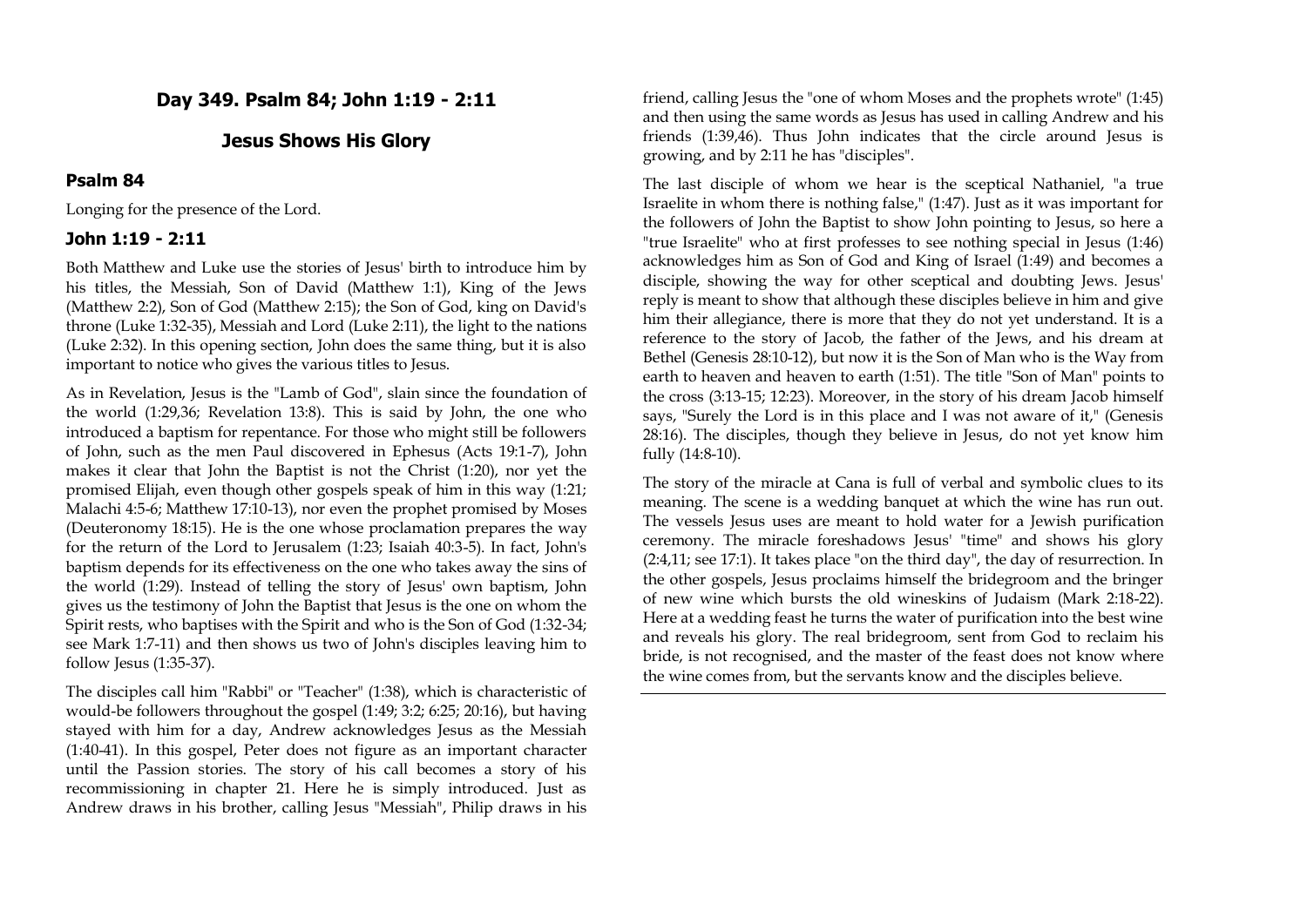## Day 349. Psalm 84; John 1:19 - 2:11

## Jesus Shows His Glory

### Psalm 84

Longing for the presence of the Lord.

### John 1:19 - 2:11

Both Matthew and Luke use the stories of Jesus' birth to introduce him by his titles, the Messiah, Son of David (Matthew 1:1), King of the Jews (Matthew 2:2), Son of God (Matthew 2:15); the Son of God, king on David's throne (Luke 1:32-35), Messiah and Lord (Luke 2:11), the light to the nations (Luke 2:32). In this opening section, John does the same thing, but it is also important to notice who gives the various titles to Jesus.

As in Revelation, Jesus is the "Lamb of God", slain since the foundation of the world (1:29,36; Revelation 13:8). This is said by John, the one who introduced a baptism for repentance. For those who might still be followers of John, such as the men Paul discovered in Ephesus (Acts 19:1-7), John makes it clear that John the Baptist is not the Christ (1:20), nor yet the promised Elijah, even though other gospels speak of him in this way (1:21; Malachi 4:5-6; Matthew 17:10-13), nor even the prophet promised by Moses (Deuteronomy 18:15). He is the one whose proclamation prepares the way for the return of the Lord to Jerusalem (1:23; Isaiah 40:3-5). In fact, John's baptism depends for its effectiveness on the one who takes away the sins of the world (1:29). Instead of telling the story of Jesus' own baptism, John gives us the testimony of John the Baptist that Jesus is the one on whom the Spirit rests, who baptises with the Spirit and who is the Son of God (1:32-34; see Mark 1:7-11) and then shows us two of John's disciples leaving him to follow Jesus (1:35-37).

The disciples call him "Rabbi" or "Teacher" (1:38), which is characteristic of would-be followers throughout the gospel (1:49; 3:2; 6:25; 20:16), but having stayed with him for a day, Andrew acknowledges Jesus as the Messiah (1:40-41). In this gospel, Peter does not figure as an important character until the Passion stories. The story of his call becomes a story of his recommissioning in chapter 21. Here he is simply introduced. Just as Andrew draws in his brother, calling Jesus "Messiah", Philip draws in his friend, calling Jesus the "one of whom Moses and the prophets wrote" (1:45) and then using the same words as Jesus has used in calling Andrew and his friends (1:39,46). Thus John indicates that the circle around Jesus is growing, and by 2:11 he has "disciples".

The last disciple of whom we hear is the sceptical Nathaniel, "a true Israelite in whom there is nothing false," (1:47). Just as it was important for the followers of John the Baptist to show John pointing to Jesus, so here a "true Israelite" who at first professes to see nothing special in Jesus (1:46) acknowledges him as Son of God and King of Israel (1:49) and becomes a disciple, showing the way for other sceptical and doubting Jews. Jesus' reply is meant to show that although these disciples believe in him and give him their allegiance, there is more that they do not yet understand. It is a reference to the story of Jacob, the father of the Jews, and his dream at Bethel (Genesis 28:10-12), but now it is the Son of Man who is the Way from earth to heaven and heaven to earth (1:51). The title "Son of Man" points to the cross (3:13-15; 12:23). Moreover, in the story of his dream Jacob himself says, "Surely the Lord is in this place and I was not aware of it," (Genesis 28:16). The disciples, though they believe in Jesus, do not yet know him fully (14:8-10).

The story of the miracle at Cana is full of verbal and symbolic clues to its meaning. The scene is a wedding banquet at which the wine has run out. The vessels Jesus uses are meant to hold water for a Jewish purification ceremony. The miracle foreshadows Jesus' "time" and shows his glory (2:4,11; see 17:1). It takes place "on the third day", the day of resurrection. In the other gospels, Jesus proclaims himself the bridegroom and the bringer of new wine which bursts the old wineskins of Judaism (Mark 2:18-22). Here at a wedding feast he turns the water of purification into the best wine and reveals his glory. The real bridegroom, sent from God to reclaim his bride, is not recognised, and the master of the feast does not know where the wine comes from, but the servants know and the disciples believe.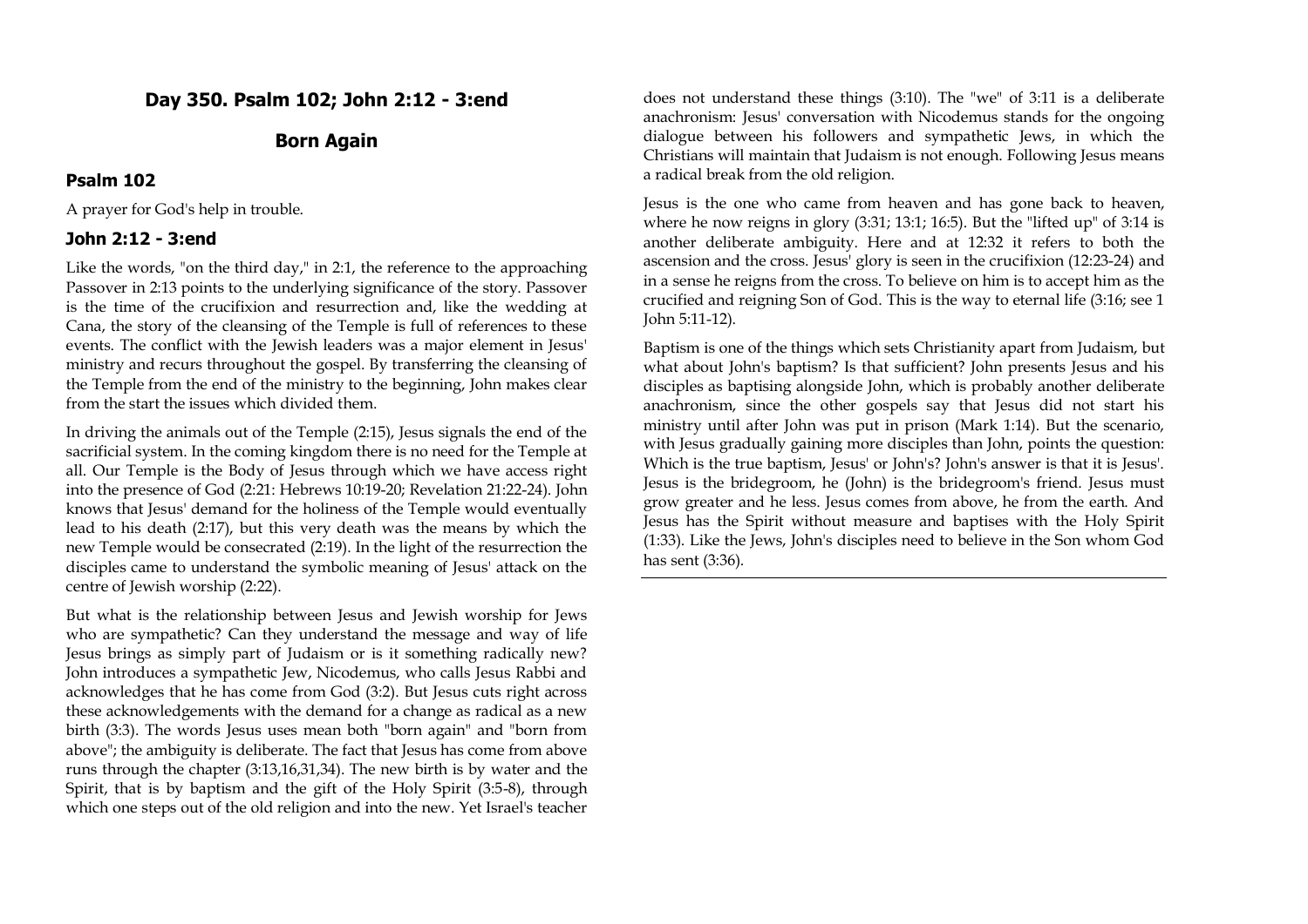## Day 350. Psalm 102; John 2:12 - 3:end

## Born Again

### Psalm 102

A prayer for God's help in trouble.

### John 2:12 - 3:end

Like the words, "on the third day," in 2:1, the reference to the approaching Passover in 2:13 points to the underlying significance of the story. Passover is the time of the crucifixion and resurrection and, like the wedding at Cana, the story of the cleansing of the Temple is full of references to these events. The conflict with the Jewish leaders was a major element in Jesus' ministry and recurs throughout the gospel. By transferring the cleansing of the Temple from the end of the ministry to the beginning, John makes clear from the start the issues which divided them.

In driving the animals out of the Temple (2:15), Jesus signals the end of the sacrificial system. In the coming kingdom there is no need for the Temple at all. Our Temple is the Body of Jesus through which we have access right into the presence of God (2:21: Hebrews 10:19-20; Revelation 21:22-24). John knows that Jesus' demand for the holiness of the Temple would eventually lead to his death (2:17), but this very death was the means by which the new Temple would be consecrated (2:19). In the light of the resurrection the disciples came to understand the symbolic meaning of Jesus' attack on the centre of Jewish worship (2:22).

But what is the relationship between Jesus and Jewish worship for Jews who are sympathetic? Can they understand the message and way of life Jesus brings as simply part of Judaism or is it something radically new? John introduces a sympathetic Jew, Nicodemus, who calls Jesus Rabbi and acknowledges that he has come from God (3:2). But Jesus cuts right across these acknowledgements with the demand for a change as radical as a new birth (3:3). The words Jesus uses mean both "born again" and "born from above"; the ambiguity is deliberate. The fact that Jesus has come from above runs through the chapter (3:13,16,31,34). The new birth is by water and the Spirit, that is by baptism and the gift of the Holy Spirit (3:5-8), through which one steps out of the old religion and into the new. Yet Israel's teacher does not understand these things (3:10). The "we" of 3:11 is a deliberate anachronism: Jesus' conversation with Nicodemus stands for the ongoing dialogue between his followers and sympathetic Jews, in which the Christians will maintain that Judaism is not enough. Following Jesus means a radical break from the old religion.

Jesus is the one who came from heaven and has gone back to heaven, where he now reigns in glory (3:31; 13:1; 16:5). But the "lifted up" of 3:14 is another deliberate ambiguity. Here and at 12:32 it refers to both the ascension and the cross. Jesus' glory is seen in the crucifixion (12:23-24) and in a sense he reigns from the cross. To believe on him is to accept him as the crucified and reigning Son of God. This is the way to eternal life (3:16; see 1 John 5:11-12).

Baptism is one of the things which sets Christianity apart from Judaism, but what about John's baptism? Is that sufficient? John presents Jesus and his disciples as baptising alongside John, which is probably another deliberate anachronism, since the other gospels say that Jesus did not start his ministry until after John was put in prison (Mark 1:14). But the scenario, with Jesus gradually gaining more disciples than John, points the question: Which is the true baptism, Jesus' or John's? John's answer is that it is Jesus'. Jesus is the bridegroom, he (John) is the bridegroom's friend. Jesus must grow greater and he less. Jesus comes from above, he from the earth. And Jesus has the Spirit without measure and baptises with the Holy Spirit (1:33). Like the Jews, John's disciples need to believe in the Son whom God has sent (3:36).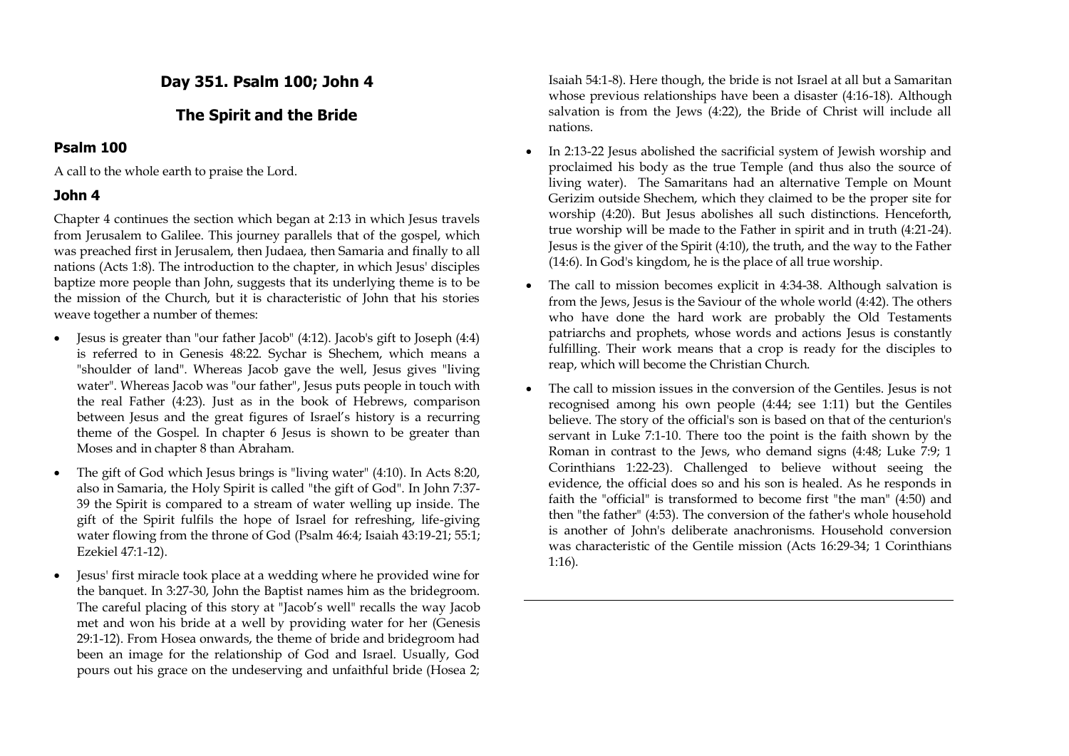## Day 351. Psalm 100; John 4

## The Spirit and the Bride

### Psalm 100

A call to the whole earth to praise the Lord.

### John 4

Chapter 4 continues the section which began at 2:13 in which Jesus travels from Jerusalem to Galilee. This journey parallels that of the gospel, which was preached first in Jerusalem, then Judaea, then Samaria and finally to all nations (Acts 1:8). The introduction to the chapter, in which Jesus' disciples baptize more people than John, suggests that its underlying theme is to be the mission of the Church, but it is characteristic of John that his stories weave together a number of themes:

- Jesus is greater than "our father Jacob" (4:12). Jacob's gift to Joseph (4:4) is referred to in Genesis 48:22. Sychar is Shechem, which means a "shoulder of land". Whereas Jacob gave the well, Jesus gives "living water". Whereas Jacob was "our father", Jesus puts people in touch with the real Father (4:23). Just as in the book of Hebrews, comparison between Jesus and the great figures of Israel's history is a recurring theme of the Gospel. In chapter 6 Jesus is shown to be greater than Moses and in chapter 8 than Abraham.
- The gift of God which Jesus brings is "living water" (4:10). In Acts 8:20, also in Samaria, the Holy Spirit is called "the gift of God". In John 7:37-39 the Spirit is compared to a stream of water welling up inside. The gift of the Spirit fulfils the hope of Israel for refreshing, life-giving water flowing from the throne of God (Psalm 46:4; Isaiah 43:19-21; 55:1; Ezekiel 47:1-12).
- Jesus' first miracle took place at a wedding where he provided wine for the banquet. In 3:27-30, John the Baptist names him as the bridegroom. The careful placing of this story at "Jacob's well" recalls the way Jacob met and won his bride at a well by providing water for her (Genesis 29:1-12). From Hosea onwards, the theme of bride and bridegroom had been an image for the relationship of God and Israel. Usually, God pours out his grace on the undeserving and unfaithful bride (Hosea 2; Isaiah 54:1-8). Here though, the bride is not Israel at all but a Samaritan whose previous relationships have been a disaster (4:16-18). Although salvation is from the Jews (4:22), the Bride of Christ will include all nations.
- In 2:13-22 Jesus abolished the sacrificial system of Jewish worship and proclaimed his body as the true Temple (and thus also the source of living water). The Samaritans had an alternative Temple on Mount Gerizim outside Shechem, which they claimed to be the proper site for worship (4:20). But Jesus abolishes all such distinctions. Henceforth, true worship will be made to the Father in spirit and in truth (4:21-24). Jesus is the giver of the Spirit (4:10), the truth, and the way to the Father (14:6). In God's kingdom, he is the place of all true worship.
- The call to mission becomes explicit in 4:34-38. Although salvation is from the Jews, Jesus is the Saviour of the whole world (4:42). The others who have done the hard work are probably the Old Testaments patriarchs and prophets, whose words and actions Jesus is constantly fulfilling. Their work means that a crop is ready for the disciples to reap, which will become the Christian Church.
- The call to mission issues in the conversion of the Gentiles. Jesus is not recognised among his own people (4:44; see 1:11) but the Gentiles believe. The story of the official's son is based on that of the centurion's servant in Luke 7:1-10. There too the point is the faith shown by the Roman in contrast to the Jews, who demand signs (4:48; Luke 7:9; 1 Corinthians 1:22-23). Challenged to believe without seeing the evidence, the official does so and his son is healed. As he responds in faith the "official" is transformed to become first "the man" (4:50) and then "the father" (4:53). The conversion of the father's whole household is another of John's deliberate anachronisms. Household conversion was characteristic of the Gentile mission (Acts 16:29-34; 1 Corinthians 1:16).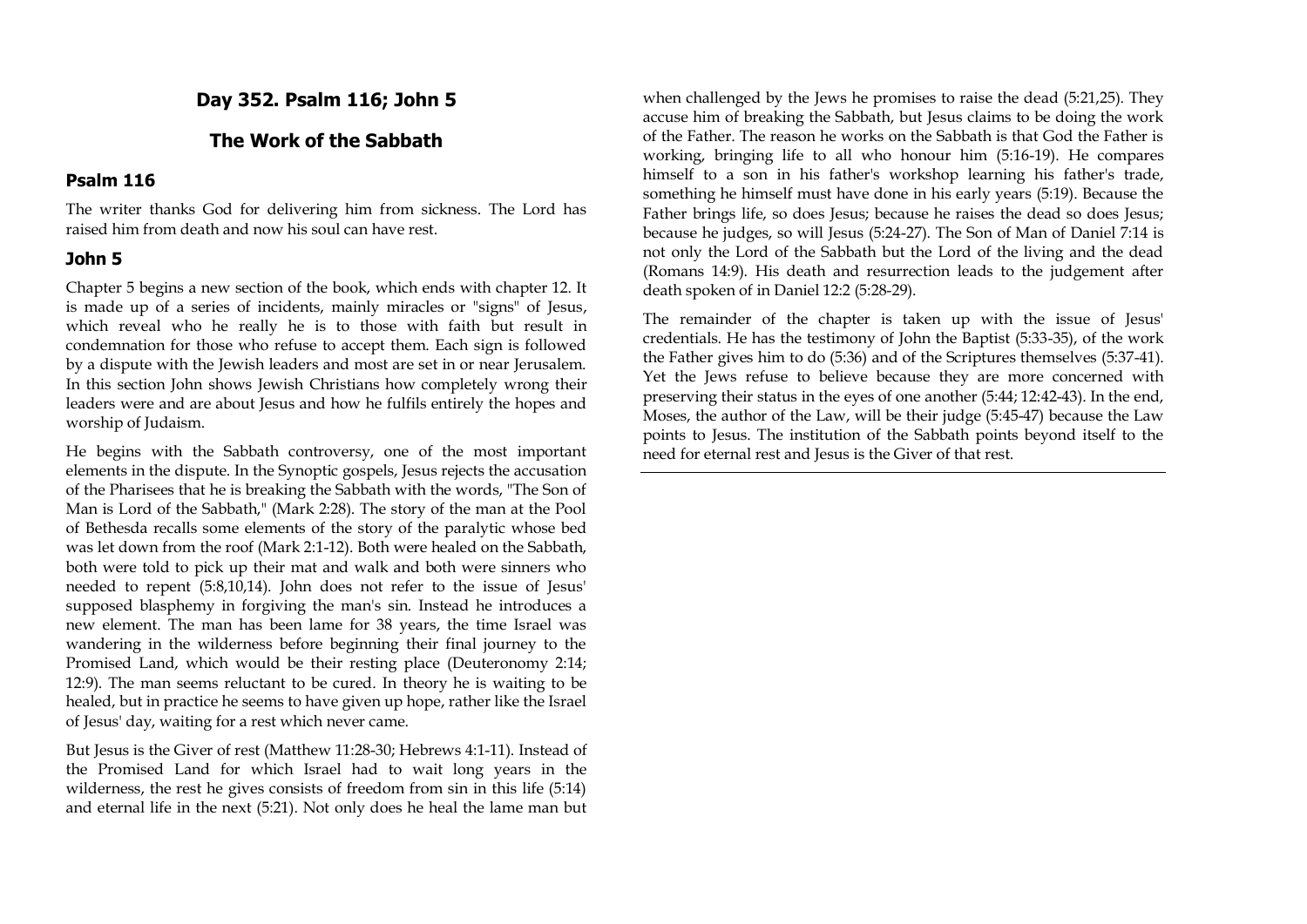# Day 352. Psalm 116; John 5

## The Work of the Sabbath

### Psalm 116

The writer thanks God for delivering him from sickness. The Lord has raised him from death and now his soul can have rest.

### John 5

Chapter 5 begins a new section of the book, which ends with chapter 12. It is made up of a series of incidents, mainly miracles or "signs" of Jesus, which reveal who he really he is to those with faith but result in condemnation for those who refuse to accept them. Each sign is followed by a dispute with the Jewish leaders and most are set in or near Jerusalem. In this section John shows Jewish Christians how completely wrong their leaders were and are about Jesus and how he fulfils entirely the hopes and worship of Judaism.

He begins with the Sabbath controversy, one of the most important elements in the dispute. In the Synoptic gospels, Jesus rejects the accusation of the Pharisees that he is breaking the Sabbath with the words, "The Son of Man is Lord of the Sabbath," (Mark 2:28). The story of the man at the Pool of Bethesda recalls some elements of the story of the paralytic whose bed was let down from the roof (Mark 2:1-12). Both were healed on the Sabbath, both were told to pick up their mat and walk and both were sinners who needed to repent (5:8,10,14). John does not refer to the issue of Jesus' supposed blasphemy in forgiving the man's sin. Instead he introduces a new element. The man has been lame for 38 years, the time Israel was wandering in the wilderness before beginning their final journey to the Promised Land, which would be their resting place (Deuteronomy 2:14; 12:9). The man seems reluctant to be cured. In theory he is waiting to be healed, but in practice he seems to have given up hope, rather like the Israel of Jesus' day, waiting for a rest which never came.

But Jesus is the Giver of rest (Matthew 11:28-30; Hebrews 4:1-11). Instead of the Promised Land for which Israel had to wait long years in the wilderness, the rest he gives consists of freedom from sin in this life (5:14) and eternal life in the next (5:21). Not only does he heal the lame man but when challenged by the Jews he promises to raise the dead (5:21,25). They accuse him of breaking the Sabbath, but Jesus claims to be doing the work of the Father. The reason he works on the Sabbath is that God the Father is working, bringing life to all who honour him (5:16-19). He compares himself to a son in his father's workshop learning his father's trade, something he himself must have done in his early years (5:19). Because the Father brings life, so does Jesus; because he raises the dead so does Jesus; because he judges, so will Jesus (5:24-27). The Son of Man of Daniel 7:14 is not only the Lord of the Sabbath but the Lord of the living and the dead (Romans 14:9). His death and resurrection leads to the judgement after death spoken of in Daniel 12:2 (5:28-29).

The remainder of the chapter is taken up with the issue of Jesus' credentials. He has the testimony of John the Baptist (5:33-35), of the work the Father gives him to do (5:36) and of the Scriptures themselves (5:37-41). Yet the Jews refuse to believe because they are more concerned with preserving their status in the eyes of one another (5:44; 12:42-43). In the end, Moses, the author of the Law, will be their judge (5:45-47) because the Law points to Jesus. The institution of the Sabbath points beyond itself to the need for eternal rest and Jesus is the Giver of that rest.

---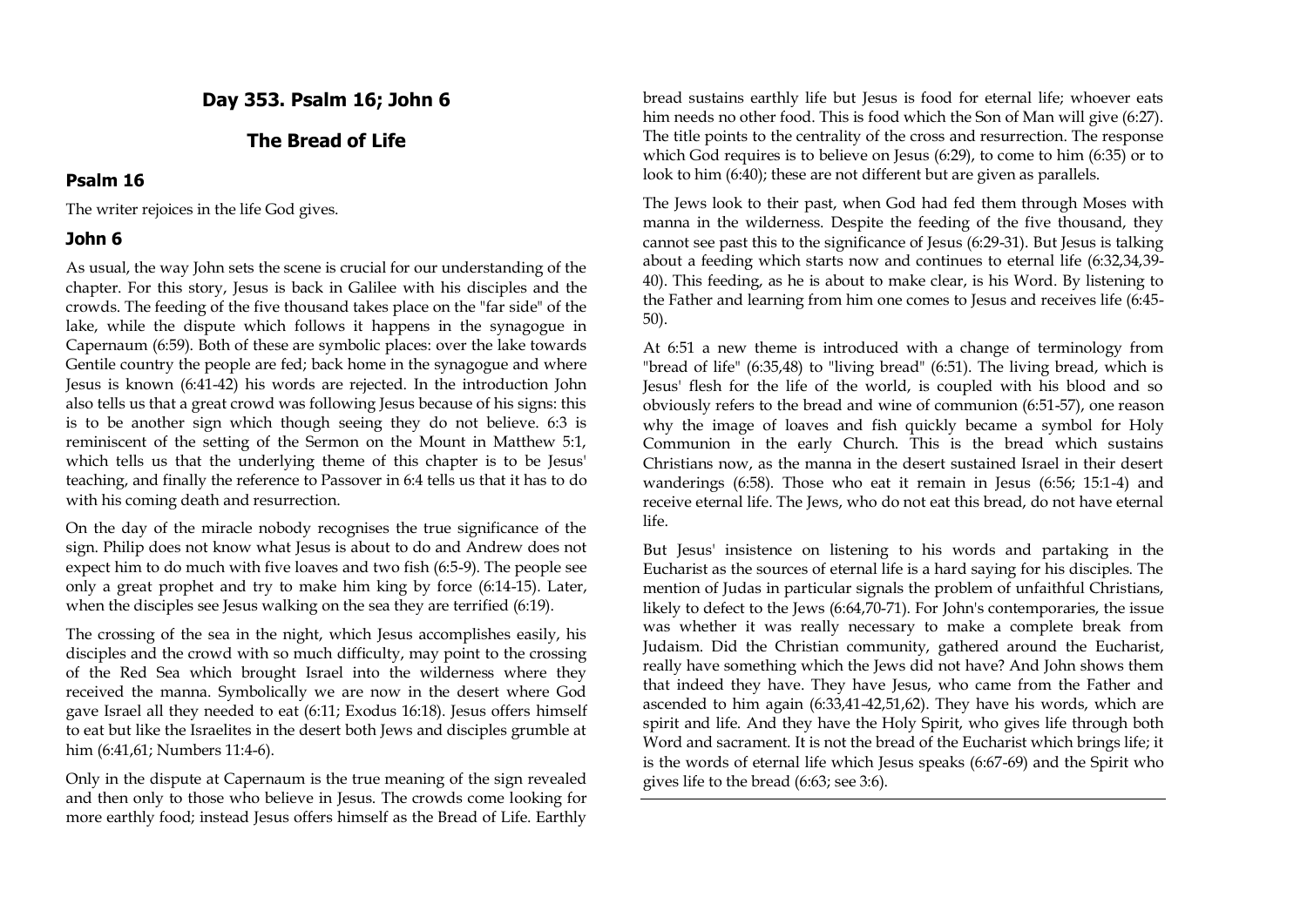## Day 353. Psalm 16; John 6

## The Bread of Life

### Psalm 16

The writer rejoices in the life God gives.

### John 6

As usual, the way John sets the scene is crucial for our understanding of the chapter. For this story, Jesus is back in Galilee with his disciples and the crowds. The feeding of the five thousand takes place on the "far side" of the lake, while the dispute which follows it happens in the synagogue in Capernaum (6:59). Both of these are symbolic places: over the lake towards Gentile country the people are fed; back home in the synagogue and where Jesus is known (6:41-42) his words are rejected. In the introduction John also tells us that a great crowd was following Jesus because of his signs: this is to be another sign which though seeing they do not believe. 6:3 is reminiscent of the setting of the Sermon on the Mount in Matthew 5:1, which tells us that the underlying theme of this chapter is to be Jesus' teaching, and finally the reference to Passover in 6:4 tells us that it has to do with his coming death and resurrection.

On the day of the miracle nobody recognises the true significance of the sign. Philip does not know what Jesus is about to do and Andrew does not expect him to do much with five loaves and two fish (6:5-9). The people see only a great prophet and try to make him king by force (6:14-15). Later, when the disciples see Jesus walking on the sea they are terrified (6:19).

The crossing of the sea in the night, which Jesus accomplishes easily, his disciples and the crowd with so much difficulty, may point to the crossing of the Red Sea which brought Israel into the wilderness where they received the manna. Symbolically we are now in the desert where God gave Israel all they needed to eat (6:11; Exodus 16:18). Jesus offers himself to eat but like the Israelites in the desert both Jews and disciples grumble at him (6:41,61; Numbers 11:4-6).

Only in the dispute at Capernaum is the true meaning of the sign revealed and then only to those who believe in Jesus. The crowds come looking for more earthly food; instead Jesus offers himself as the Bread of Life. Earthly bread sustains earthly life but Jesus is food for eternal life; whoever eats him needs no other food. This is food which the Son of Man will give (6:27). The title points to the centrality of the cross and resurrection. The response which God requires is to believe on Jesus (6:29), to come to him (6:35) or to look to him (6:40); these are not different but are given as parallels.

The Jews look to their past, when God had fed them through Moses with manna in the wilderness. Despite the feeding of the five thousand, they cannot see past this to the significance of Jesus (6:29-31). But Jesus is talking about a feeding which starts now and continues to eternal life (6:32,34,39-40). This feeding, as he is about to make clear, is his Word. By listening to the Father and learning from him one comes to Jesus and receives life (6:45-50).

At 6:51 a new theme is introduced with a change of terminology from "bread of life" (6:35,48) to "living bread" (6:51). The living bread, which is Jesus' flesh for the life of the world, is coupled with his blood and so obviously refers to the bread and wine of communion (6:51-57), one reason why the image of loaves and fish quickly became a symbol for Holy Communion in the early Church. This is the bread which sustains Christians now, as the manna in the desert sustained Israel in their desert wanderings (6:58). Those who eat it remain in Jesus (6:56; 15:1-4) and receive eternal life. The Jews, who do not eat this bread, do not have eternal life.

But Jesus' insistence on listening to his words and partaking in the Eucharist as the sources of eternal life is a hard saying for his disciples. The mention of Judas in particular signals the problem of unfaithful Christians, likely to defect to the Jews (6:64,70-71). For John's contemporaries, the issue was whether it was really necessary to make a complete break from Judaism. Did the Christian community, gathered around the Eucharist, really have something which the Jews did not have? And John shows them that indeed they have. They have Jesus, who came from the Father and ascended to him again (6:33,41-42,51,62). They have his words, which are spirit and life. And they have the Holy Spirit, who gives life through both Word and sacrament. It is not the bread of the Eucharist which brings life; it is the words of eternal life which Jesus speaks (6:67-69) and the Spirit who gives life to the bread (6:63; see 3:6).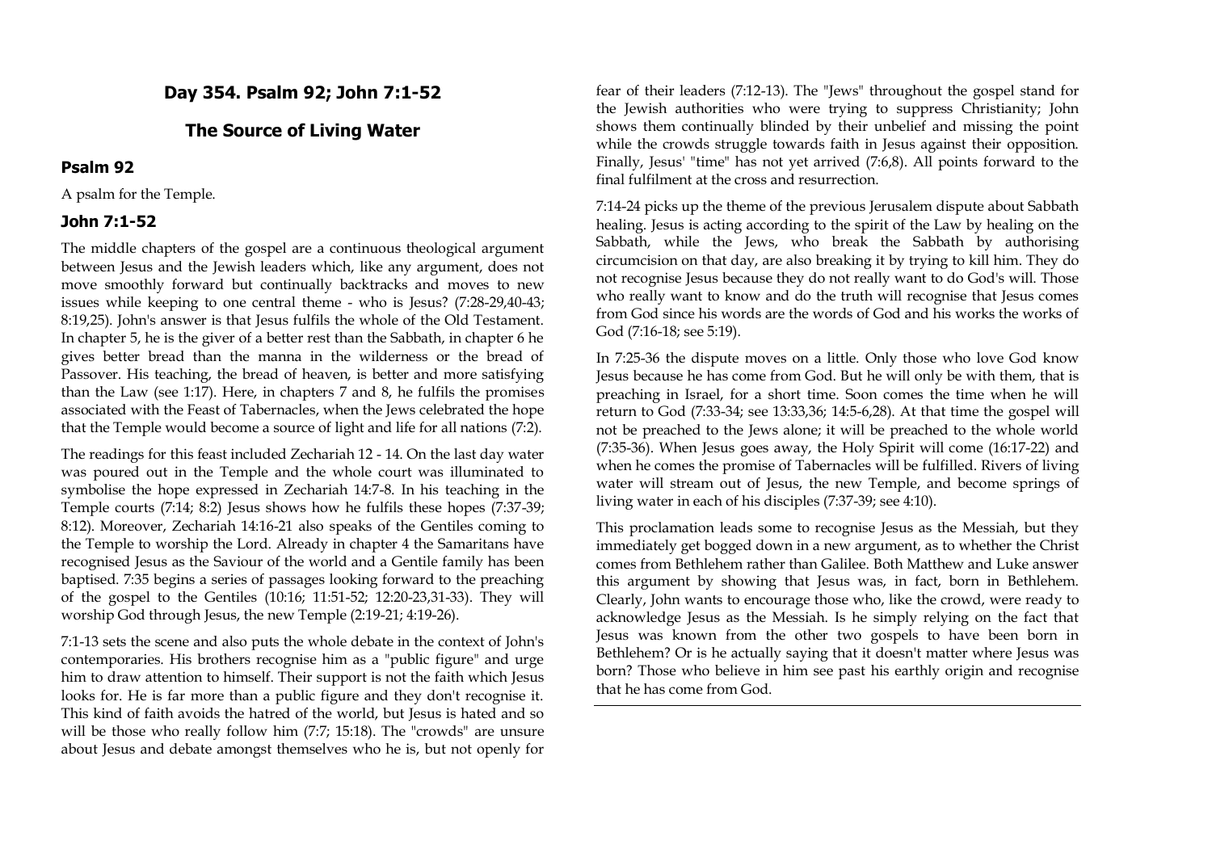## Day 354. Psalm 92; John 7:1-52

## The Source of Living Water

### Psalm 92

A psalm for the Temple.

### John 7:1-52

The middle chapters of the gospel are a continuous theological argument between Jesus and the Jewish leaders which, like any argument, does not move smoothly forward but continually backtracks and moves to new issues while keeping to one central theme - who is Jesus? (7:28-29,40-43; 8:19,25). John's answer is that Jesus fulfils the whole of the Old Testament. In chapter 5, he is the giver of a better rest than the Sabbath, in chapter 6 he gives better bread than the manna in the wilderness or the bread of Passover. His teaching, the bread of heaven, is better and more satisfying than the Law (see 1:17). Here, in chapters 7 and 8, he fulfils the promises associated with the Feast of Tabernacles, when the Jews celebrated the hope that the Temple would become a source of light and life for all nations (7:2).

The readings for this feast included Zechariah 12 - 14. On the last day water was poured out in the Temple and the whole court was illuminated to symbolise the hope expressed in Zechariah 14:7-8. In his teaching in the Temple courts (7:14; 8:2) Jesus shows how he fulfils these hopes (7:37-39; 8:12). Moreover, Zechariah 14:16-21 also speaks of the Gentiles coming to the Temple to worship the Lord. Already in chapter 4 the Samaritans have recognised Jesus as the Saviour of the world and a Gentile family has been baptised. 7:35 begins a series of passages looking forward to the preaching of the gospel to the Gentiles (10:16; 11:51-52; 12:20-23,31-33). They will worship God through Jesus, the new Temple (2:19-21; 4:19-26).

7:1-13 sets the scene and also puts the whole debate in the context of John's contemporaries. His brothers recognise him as a "public figure" and urge him to draw attention to himself. Their support is not the faith which Jesus looks for. He is far more than a public figure and they don't recognise it. This kind of faith avoids the hatred of the world, but Jesus is hated and so will be those who really follow him (7:7; 15:18). The "crowds" are unsure about Jesus and debate amongst themselves who he is, but not openly for fear of their leaders (7:12-13). The "Jews" throughout the gospel stand for the Jewish authorities who were trying to suppress Christianity; John shows them continually blinded by their unbelief and missing the point while the crowds struggle towards faith in Jesus against their opposition. Finally, Jesus' "time" has not yet arrived (7:6,8). All points forward to the final fulfilment at the cross and resurrection.

7:14-24 picks up the theme of the previous Jerusalem dispute about Sabbath healing. Jesus is acting according to the spirit of the Law by healing on the Sabbath, while the Jews, who break the Sabbath by authorising circumcision on that day, are also breaking it by trying to kill him. They do not recognise Jesus because they do not really want to do God's will. Those who really want to know and do the truth will recognise that Jesus comes from God since his words are the words of God and his works the works of God (7:16-18; see 5:19).

In 7:25-36 the dispute moves on a little. Only those who love God know Jesus because he has come from God. But he will only be with them, that is preaching in Israel, for a short time. Soon comes the time when he will return to God (7:33-34; see 13:33,36; 14:5-6,28). At that time the gospel will not be preached to the Jews alone; it will be preached to the whole world (7:35-36). When Jesus goes away, the Holy Spirit will come (16:17-22) and when he comes the promise of Tabernacles will be fulfilled. Rivers of living water will stream out of Jesus, the new Temple, and become springs of living water in each of his disciples (7:37-39; see 4:10).

This proclamation leads some to recognise Jesus as the Messiah, but they immediately get bogged down in a new argument, as to whether the Christ comes from Bethlehem rather than Galilee. Both Matthew and Luke answer this argument by showing that Jesus was, in fact, born in Bethlehem. Clearly, John wants to encourage those who, like the crowd, were ready to acknowledge Jesus as the Messiah. Is he simply relying on the fact that Jesus was known from the other two gospels to have been born in Bethlehem? Or is he actually saying that it doesn't matter where Jesus was born? Those who believe in him see past his earthly origin and recognise that he has come from God.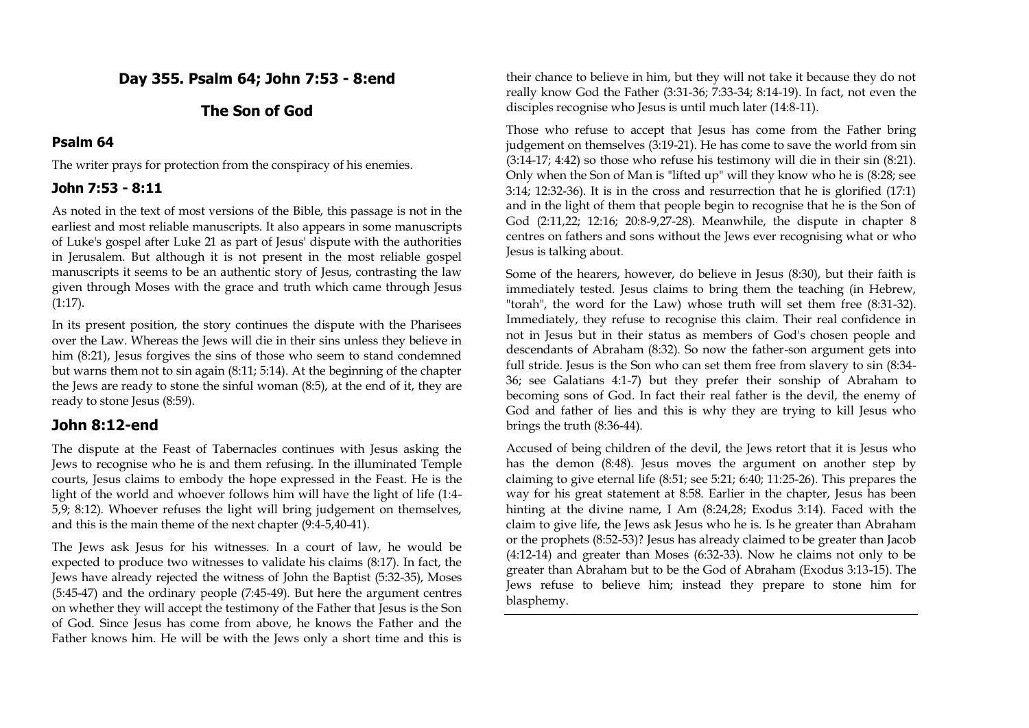## Day 355. Psalm 64; John 7:53 - 8:end

## The Son of God

### Psalm 64

The writer prays for protection from the conspiracy of his enemies.

### John 7:53 - 8:11

As noted in the text of most versions of the Bible, this passage is not in the earliest and most reliable manuscripts. It also appears in some manuscripts of Luke's gospel after Luke 21 as part of Jesus' dispute with the authorities in Jerusalem. But although it is not present in the most reliable gospel manuscripts it seems to be an authentic story of Jesus, contrasting the law given through Moses with the grace and truth which came through Jesus (1:17).

In its present position, the story continues the dispute with the Pharisees over the Law. Whereas the Jews will die in their sins unless they believe in him (8:21), Jesus forgives the sins of those who seem to stand condemned but warns them not to sin again (8:11; 5:14). At the beginning of the chapter the Jews are ready to stone the sinful woman (8:5), at the end of it, they are ready to stone Jesus (8:59).

### John 8:12-end

The dispute at the Feast of Tabernacles continues with Jesus asking the Jews to recognise who he is and them refusing. In the illuminated Temple courts, Jesus claims to embody the hope expressed in the Feast. He is the light of the world and whoever follows him will have the light of life (1:4-5,9; 8:12). Whoever refuses the light will bring judgement on themselves, and this is the main theme of the next chapter (9:4-5,40-41).

The Jews ask Jesus for his witnesses. In a court of law, he would be expected to produce two witnesses to validate his claims (8:17). In fact, the Jews have already rejected the witness of John the Baptist (5:32-35), Moses (5:45-47) and the ordinary people (7:45-49). But here the argument centres on whether they will accept the testimony of the Father that Jesus is the Son of God. Since Jesus has come from above, he knows the Father and the Father knows him. He will be with the Jews only a short time and this is their chance to believe in him, but they will not take it because they do not really know God the Father (3:31-36; 7:33-34; 8:14-19). In fact, not even the disciples recognise who Jesus is until much later (14:8-11).

Those who refuse to accept that Jesus has come from the Father bring judgement on themselves (3:19-21). He has come to save the world from sin (3:14-17; 4:42) so those who refuse his testimony will die in their sin (8:21). Only when the Son of Man is "lifted up" will they know who he is (8:28; see 3:14; 12:32-36). It is in the cross and resurrection that he is glorified (17:1) and in the light of them that people begin to recognise that he is the Son of God (2:11,22; 12:16; 20:8-9,27-28). Meanwhile, the dispute in chapter 8 centres on fathers and sons without the Jews ever recognising what or who Jesus is talking about.

Some of the hearers, however, do believe in Jesus (8:30), but their faith is immediately tested. Jesus claims to bring them the teaching (in Hebrew, "torah", the word for the Law) whose truth will set them free (8:31-32). Immediately, they refuse to recognise this claim. Their real confidence in not in Jesus but in their status as members of God's chosen people and descendants of Abraham (8:32). So now the father-son argument gets into full stride. Jesus is the Son who can set them free from slavery to sin (8:34-36; see Galatians 4:1-7) but they prefer their sonship of Abraham to becoming sons of God. In fact their real father is the devil, the enemy of God and father of lies and this is why they are trying to kill Jesus who brings the truth (8:36-44).

Accused of being children of the devil, the Jews retort that it is Jesus who has the demon (8:48). Jesus moves the argument on another step by claiming to give eternal life (8:51; see 5:21; 6:40; 11:25-26). This prepares the way for his great statement at 8:58. Earlier in the chapter, Jesus has been hinting at the divine name, I Am (8:24,28; Exodus 3:14). Faced with the claim to give life, the Jews ask Jesus who he is. Is he greater than Abraham or the prophets (8:52-53)? Jesus has already claimed to be greater than Jacob (4:12-14) and greater than Moses (6:32-33). Now he claims not only to be greater than Abraham but to be the God of Abraham (Exodus 3:13-15). The Jews refuse to believe him; instead they prepare to stone him for blasphemy.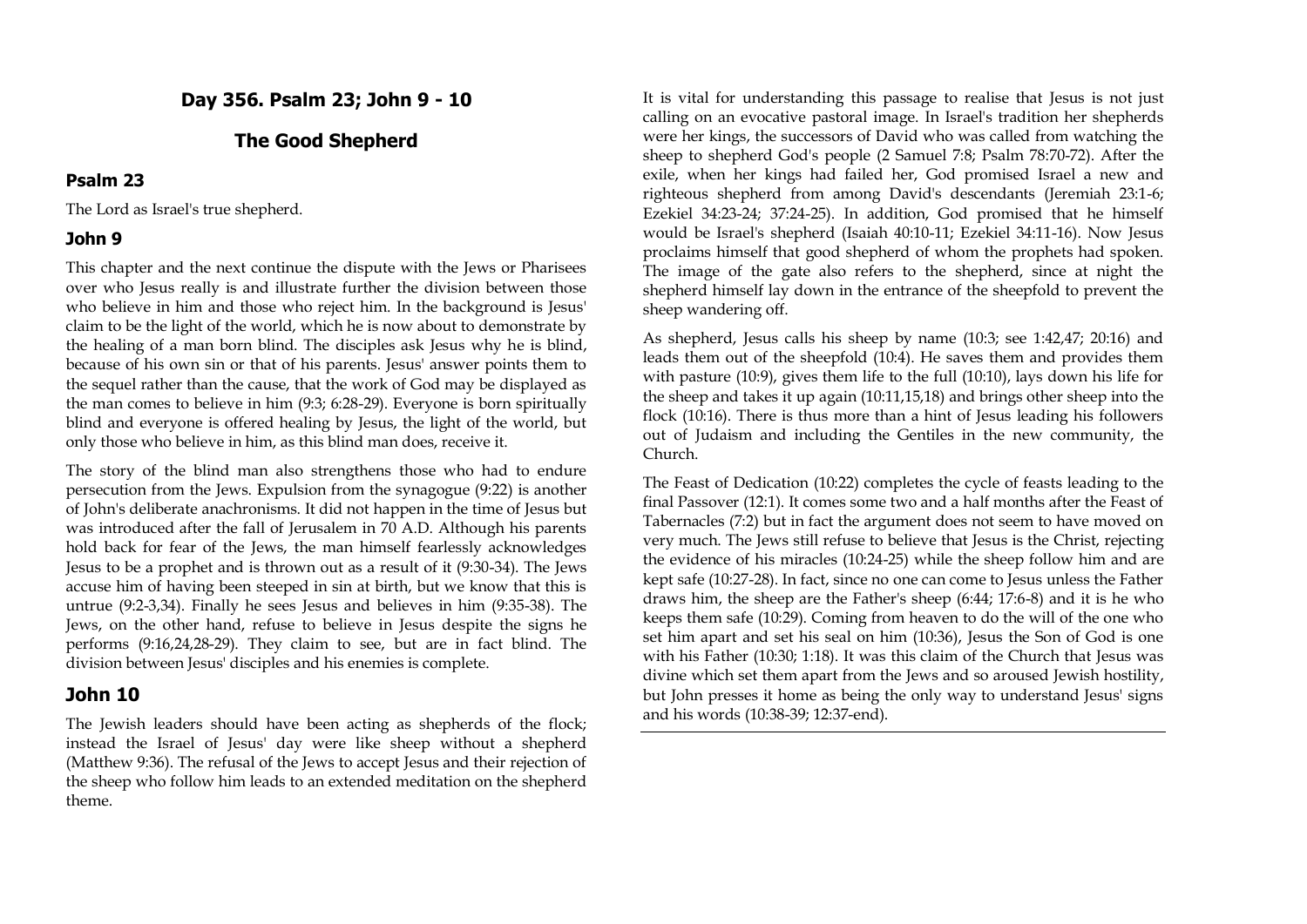## Day 356. Psalm 23; John 9 - 10

## The Good Shepherd

### Psalm 23

The Lord as Israel's true shepherd.

### John 9

This chapter and the next continue the dispute with the Jews or Pharisees over who Jesus really is and illustrate further the division between those who believe in him and those who reject him. In the background is Jesus' claim to be the light of the world, which he is now about to demonstrate by the healing of a man born blind. The disciples ask Jesus why he is blind, because of his own sin or that of his parents. Jesus' answer points them to the sequel rather than the cause, that the work of God may be displayed as the man comes to believe in him (9:3; 6:28-29). Everyone is born spiritually blind and everyone is offered healing by Jesus, the light of the world, but only those who believe in him, as this blind man does, receive it.

The story of the blind man also strengthens those who had to endure persecution from the Jews. Expulsion from the synagogue (9:22) is another of John's deliberate anachronisms. It did not happen in the time of Jesus but was introduced after the fall of Jerusalem in 70 A.D. Although his parents hold back for fear of the Jews, the man himself fearlessly acknowledges Jesus to be a prophet and is thrown out as a result of it (9:30-34). The Jews accuse him of having been steeped in sin at birth, but we know that this is untrue (9:2-3,34). Finally he sees Jesus and believes in him (9:35-38). The Jews, on the other hand, refuse to believe in Jesus despite the signs he performs (9:16,24,28-29). They claim to see, but are in fact blind. The division between Jesus' disciples and his enemies is complete.

### John 10

The Jewish leaders should have been acting as shepherds of the flock; instead the Israel of Jesus' day were like sheep without a shepherd (Matthew 9:36). The refusal of the Jews to accept Jesus and their rejection of the sheep who follow him leads to an extended meditation on the shepherd theme.

It is vital for understanding this passage to realise that Jesus is not just calling on an evocative pastoral image. In Israel's tradition her shepherds were her kings, the successors of David who was called from watching the sheep to shepherd God's people (2 Samuel 7:8; Psalm 78:70-72). After the exile, when her kings had failed her, God promised Israel a new and righteous shepherd from among David's descendants (Jeremiah 23:1-6; Ezekiel 34:23-24; 37:24-25). In addition, God promised that he himself would be Israel's shepherd (Isaiah 40:10-11; Ezekiel 34:11-16). Now Jesus proclaims himself that good shepherd of whom the prophets had spoken. The image of the gate also refers to the shepherd, since at night the shepherd himself lay down in the entrance of the sheepfold to prevent the sheep wandering off.

As shepherd, Jesus calls his sheep by name (10:3; see 1:42,47; 20:16) and leads them out of the sheepfold (10:4). He saves them and provides them with pasture (10:9), gives them life to the full (10:10), lays down his life for the sheep and takes it up again (10:11,15,18) and brings other sheep into the flock (10:16). There is thus more than a hint of Jesus leading his followers out of Judaism and including the Gentiles in the new community, the Church.

The Feast of Dedication (10:22) completes the cycle of feasts leading to the final Passover (12:1). It comes some two and a half months after the Feast of Tabernacles (7:2) but in fact the argument does not seem to have moved on very much. The Jews still refuse to believe that Jesus is the Christ, rejecting the evidence of his miracles (10:24-25) while the sheep follow him and are kept safe (10:27-28). In fact, since no one can come to Jesus unless the Father draws him, the sheep are the Father's sheep (6:44; 17:6-8) and it is he who keeps them safe (10:29). Coming from heaven to do the will of the one who set him apart and set his seal on him (10:36), Jesus the Son of God is one with his Father (10:30; 1:18). It was this claim of the Church that Jesus was divine which set them apart from the Jews and so aroused Jewish hostility, but John presses it home as being the only way to understand Jesus' signs and his words (10:38-39; 12:37-end).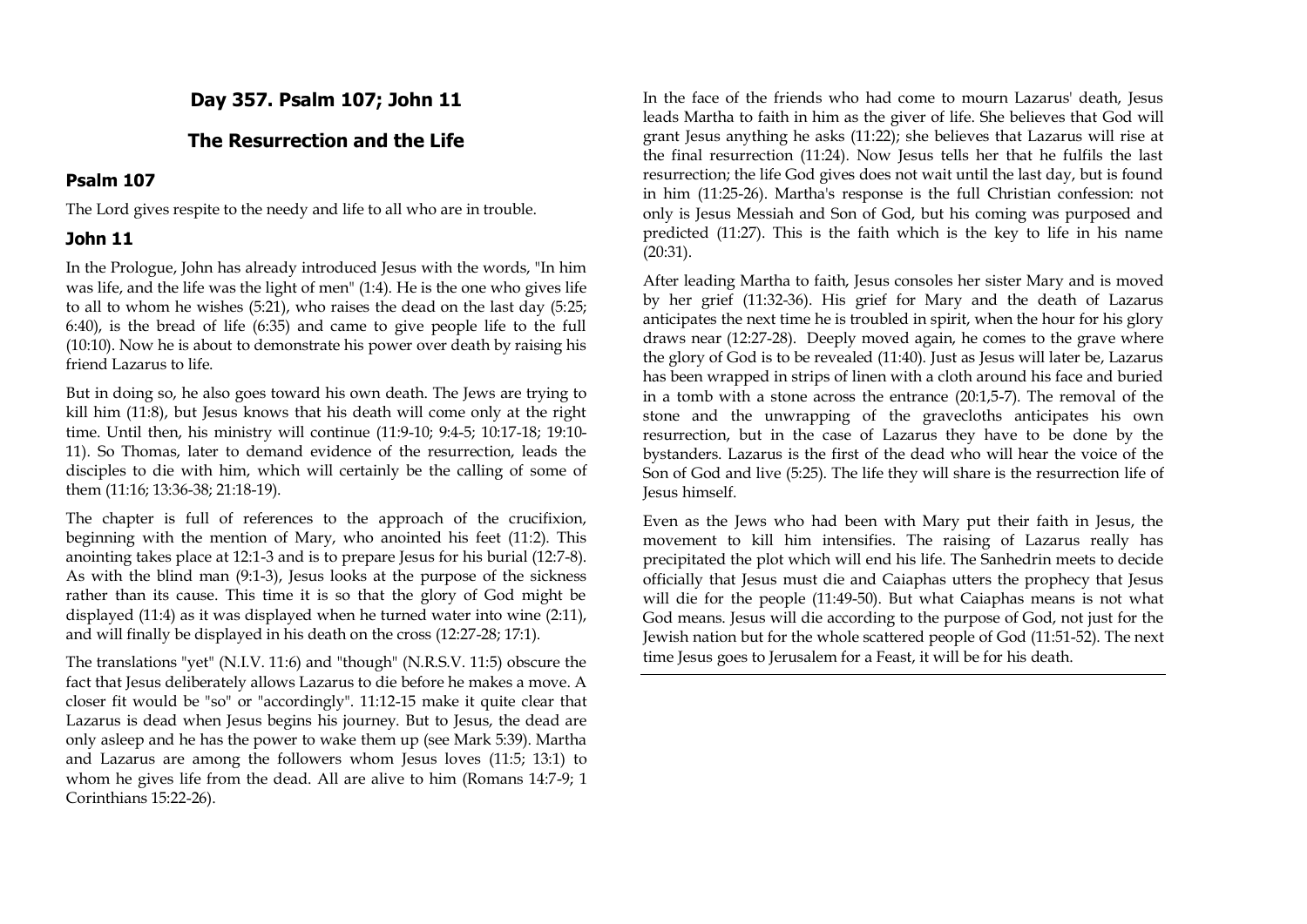## Day 357. Psalm 107; John 11

## The Resurrection and the Life

### Psalm 107

The Lord gives respite to the needy and life to all who are in trouble.

### John 11

In the Prologue, John has already introduced Jesus with the words, "In him was life, and the life was the light of men" (1:4). He is the one who gives life to all to whom he wishes (5:21), who raises the dead on the last day (5:25; 6:40), is the bread of life (6:35) and came to give people life to the full (10:10). Now he is about to demonstrate his power over death by raising his friend Lazarus to life.

But in doing so, he also goes toward his own death. The Jews are trying to kill him (11:8), but Jesus knows that his death will come only at the right time. Until then, his ministry will continue (11:9-10; 9:4-5; 10:17-18; 19:10-11). So Thomas, later to demand evidence of the resurrection, leads the disciples to die with him, which will certainly be the calling of some of them (11:16; 13:36-38; 21:18-19).

The chapter is full of references to the approach of the crucifixion, beginning with the mention of Mary, who anointed his feet (11:2). This anointing takes place at 12:1-3 and is to prepare Jesus for his burial (12:7-8). As with the blind man (9:1-3), Jesus looks at the purpose of the sickness rather than its cause. This time it is so that the glory of God might be displayed (11:4) as it was displayed when he turned water into wine (2:11), and will finally be displayed in his death on the cross (12:27-28; 17:1).

The translations "yet" (N.I.V. 11:6) and "though" (N.R.S.V. 11:5) obscure the fact that Jesus deliberately allows Lazarus to die before he makes a move. A closer fit would be "so" or "accordingly". 11:12-15 make it quite clear that Lazarus is dead when Jesus begins his journey. But to Jesus, the dead are only asleep and he has the power to wake them up (see Mark 5:39). Martha and Lazarus are among the followers whom Jesus loves (11:5; 13:1) to whom he gives life from the dead. All are alive to him (Romans 14:7-9; 1 Corinthians 15:22-26).

In the face of the friends who had come to mourn Lazarus' death, Jesus leads Martha to faith in him as the giver of life. She believes that God will grant Jesus anything he asks (11:22); she believes that Lazarus will rise at the final resurrection (11:24). Now Jesus tells her that he fulfils the last resurrection; the life God gives does not wait until the last day, but is found in him (11:25-26). Martha's response is the full Christian confession: not only is Jesus Messiah and Son of God, but his coming was purposed and predicted (11:27). This is the faith which is the key to life in his name (20:31).

After leading Martha to faith, Jesus consoles her sister Mary and is moved by her grief (11:32-36). His grief for Mary and the death of Lazarus anticipates the next time he is troubled in spirit, when the hour for his glory draws near (12:27-28). Deeply moved again, he comes to the grave where the glory of God is to be revealed (11:40). Just as Jesus will later be, Lazarus has been wrapped in strips of linen with a cloth around his face and buried in a tomb with a stone across the entrance (20:1,5-7). The removal of the stone and the unwrapping of the gravecloths anticipates his own resurrection, but in the case of Lazarus they have to be done by the bystanders. Lazarus is the first of the dead who will hear the voice of the Son of God and live (5:25). The life they will share is the resurrection life of Jesus himself.

Even as the Jews who had been with Mary put their faith in Jesus, the movement to kill him intensifies. The raising of Lazarus really has precipitated the plot which will end his life. The Sanhedrin meets to decide officially that Jesus must die and Caiaphas utters the prophecy that Jesus will die for the people (11:49-50). But what Caiaphas means is not what God means. Jesus will die according to the purpose of God, not just for the Jewish nation but for the whole scattered people of God (11:51-52). The next time Jesus goes to Jerusalem for a Feast, it will be for his death.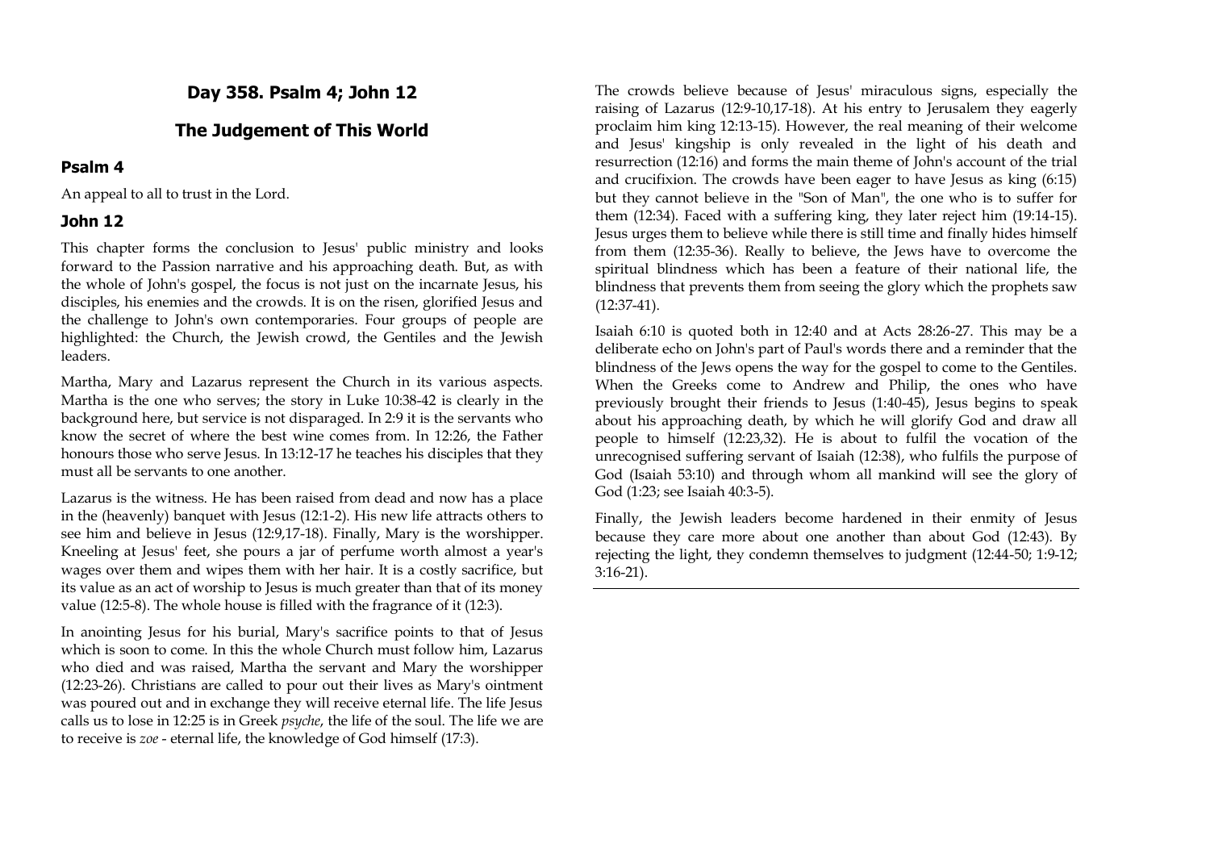# Day 358. Psalm 4; John 12

## The Judgement of This World

### Psalm 4

An appeal to all to trust in the Lord.

### John 12

This chapter forms the conclusion to Jesus' public ministry and looks forward to the Passion narrative and his approaching death. But, as with the whole of John's gospel, the focus is not just on the incarnate Jesus, his disciples, his enemies and the crowds. It is on the risen, glorified Jesus and the challenge to John's own contemporaries. Four groups of people are highlighted: the Church, the Jewish crowd, the Gentiles and the Jewish leaders.

Martha, Mary and Lazarus represent the Church in its various aspects. Martha is the one who serves; the story in Luke 10:38-42 is clearly in the background here, but service is not disparaged. In 2:9 it is the servants who know the secret of where the best wine comes from. In 12:26, the Father honours those who serve Jesus. In 13:12-17 he teaches his disciples that they must all be servants to one another.

Lazarus is the witness. He has been raised from dead and now has a place in the (heavenly) banquet with Jesus (12:1-2). His new life attracts others to see him and believe in Jesus (12:9,17-18). Finally, Mary is the worshipper. Kneeling at Jesus' feet, she pours a jar of perfume worth almost a year's wages over them and wipes them with her hair. It is a costly sacrifice, but its value as an act of worship to Jesus is much greater than that of its money value (12:5-8). The whole house is filled with the fragrance of it (12:3).

In anointing Jesus for his burial, Mary's sacrifice points to that of Jesus which is soon to come. In this the whole Church must follow him, Lazarus who died and was raised, Martha the servant and Mary the worshipper (12:23-26). Christians are called to pour out their lives as Mary's ointment was poured out and in exchange they will receive eternal life. The life Jesus calls us to lose in 12:25 is in Greek *psyche*, the life of the soul. The life we are to receive is *zoe* - eternal life, the knowledge of God himself (17:3).

The crowds believe because of Jesus' miraculous signs, especially the raising of Lazarus (12:9-10,17-18). At his entry to Jerusalem they eagerly proclaim him king 12:13-15). However, the real meaning of their welcome and Jesus' kingship is only revealed in the light of his death and resurrection (12:16) and forms the main theme of John's account of the trial and crucifixion. The crowds have been eager to have Jesus as king (6:15) but they cannot believe in the "Son of Man", the one who is to suffer for them (12:34). Faced with a suffering king, they later reject him (19:14-15). Jesus urges them to believe while there is still time and finally hides himself from them (12:35-36). Really to believe, the Jews have to overcome the spiritual blindness which has been a feature of their national life, the blindness that prevents them from seeing the glory which the prophets saw (12:37-41).

Isaiah 6:10 is quoted both in 12:40 and at Acts 28:26-27. This may be a deliberate echo on John's part of Paul's words there and a reminder that the blindness of the Jews opens the way for the gospel to come to the Gentiles. When the Greeks come to Andrew and Philip, the ones who have previously brought their friends to Jesus (1:40-45), Jesus begins to speak about his approaching death, by which he will glorify God and draw all people to himself (12:23,32). He is about to fulfil the vocation of the unrecognised suffering servant of Isaiah (12:38), who fulfils the purpose of God (Isaiah 53:10) and through whom all mankind will see the glory of God (1:23; see Isaiah 40:3-5).

Finally, the Jewish leaders become hardened in their enmity of Jesus because they care more about one another than about God (12:43). By rejecting the light, they condemn themselves to judgment (12:44-50; 1:9-12; 3:16-21).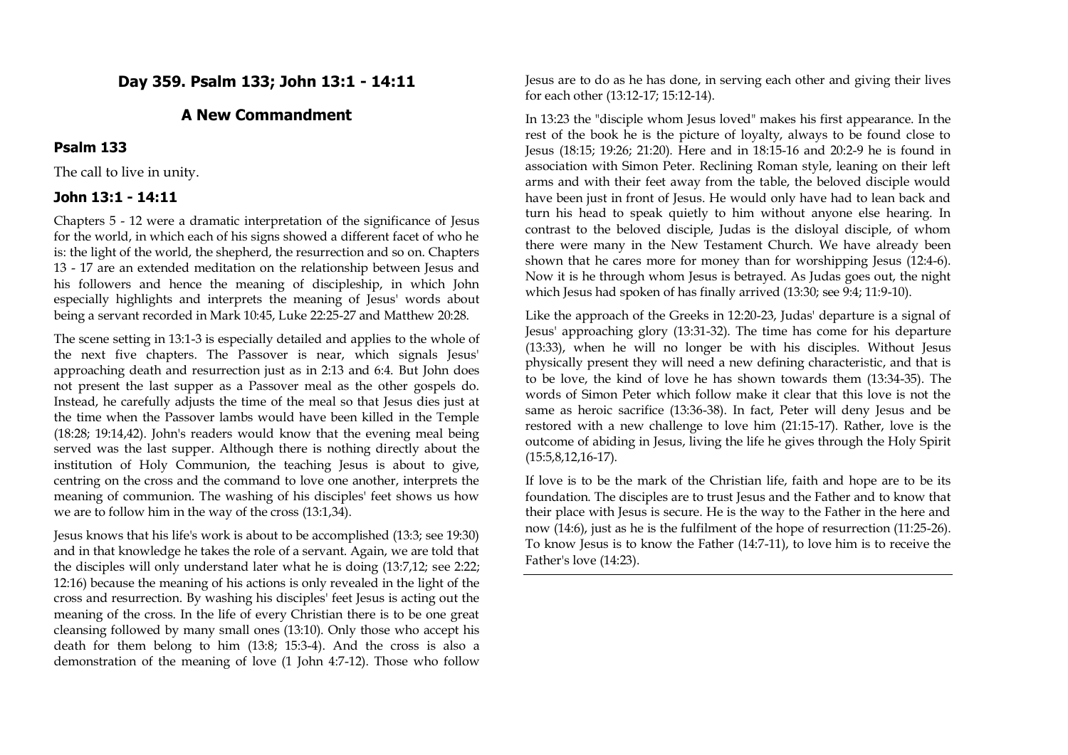## Day 359. Psalm 133; John 13:1 - 14:11

## A New Commandment

### Psalm 133

The call to live in unity.

### John 13:1 - 14:11

Chapters 5 - 12 were a dramatic interpretation of the significance of Jesus for the world, in which each of his signs showed a different facet of who he is: the light of the world, the shepherd, the resurrection and so on. Chapters 13 - 17 are an extended meditation on the relationship between Jesus and his followers and hence the meaning of discipleship, in which John especially highlights and interprets the meaning of Jesus' words about being a servant recorded in Mark 10:45, Luke 22:25-27 and Matthew 20:28.

The scene setting in 13:1-3 is especially detailed and applies to the whole of the next five chapters. The Passover is near, which signals Jesus' approaching death and resurrection just as in 2:13 and 6:4. But John does not present the last supper as a Passover meal as the other gospels do. Instead, he carefully adjusts the time of the meal so that Jesus dies just at the time when the Passover lambs would have been killed in the Temple (18:28; 19:14,42). John's readers would know that the evening meal being served was the last supper. Although there is nothing directly about the institution of Holy Communion, the teaching Jesus is about to give, centring on the cross and the command to love one another, interprets the meaning of communion. The washing of his disciples' feet shows us how we are to follow him in the way of the cross (13:1,34).

Jesus knows that his life's work is about to be accomplished (13:3; see 19:30) and in that knowledge he takes the role of a servant. Again, we are told that the disciples will only understand later what he is doing (13:7,12; see 2:22; 12:16) because the meaning of his actions is only revealed in the light of the cross and resurrection. By washing his disciples' feet Jesus is acting out the meaning of the cross. In the life of every Christian there is to be one great cleansing followed by many small ones (13:10). Only those who accept his death for them belong to him (13:8; 15:3-4). And the cross is also a demonstration of the meaning of love (1 John 4:7-12). Those who follow Jesus are to do as he has done, in serving each other and giving their lives for each other (13:12-17; 15:12-14).

In 13:23 the "disciple whom Jesus loved" makes his first appearance. In the rest of the book he is the picture of loyalty, always to be found close to Jesus (18:15; 19:26; 21:20). Here and in 18:15-16 and 20:2-9 he is found in association with Simon Peter. Reclining Roman style, leaning on their left arms and with their feet away from the table, the beloved disciple would have been just in front of Jesus. He would only have had to lean back and turn his head to speak quietly to him without anyone else hearing. In contrast to the beloved disciple, Judas is the disloyal disciple, of whom there were many in the New Testament Church. We have already been shown that he cares more for money than for worshipping Jesus (12:4-6). Now it is he through whom Jesus is betrayed. As Judas goes out, the night which Jesus had spoken of has finally arrived (13:30; see 9:4; 11:9-10).

Like the approach of the Greeks in 12:20-23, Judas' departure is a signal of Jesus' approaching glory (13:31-32). The time has come for his departure (13:33), when he will no longer be with his disciples. Without Jesus physically present they will need a new defining characteristic, and that is to be love, the kind of love he has shown towards them (13:34-35). The words of Simon Peter which follow make it clear that this love is not the same as heroic sacrifice (13:36-38). In fact, Peter will deny Jesus and be restored with a new challenge to love him (21:15-17). Rather, love is the outcome of abiding in Jesus, living the life he gives through the Holy Spirit (15:5,8,12,16-17).

If love is to be the mark of the Christian life, faith and hope are to be its foundation. The disciples are to trust Jesus and the Father and to know that their place with Jesus is secure. He is the way to the Father in the here and now (14:6), just as he is the fulfilment of the hope of resurrection (11:25-26). To know Jesus is to know the Father (14:7-11), to love him is to receive the Father's love (14:23).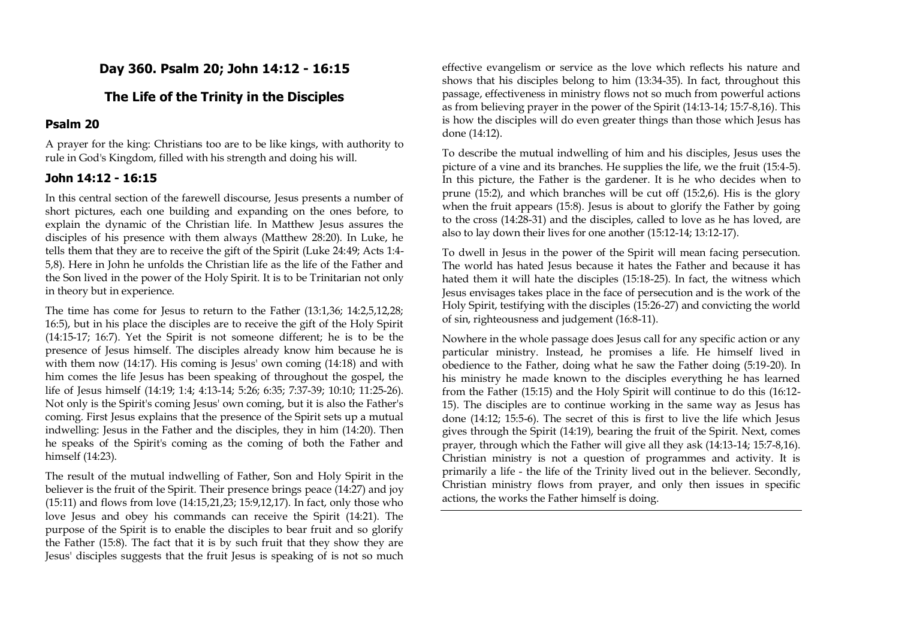## Day 360. Psalm 20; John 14:12 - 16:15

## The Life of the Trinity in the Disciples

### Psalm 20

A prayer for the king: Christians too are to be like kings, with authority to rule in God's Kingdom, filled with his strength and doing his will.

### John 14:12 - 16:15

In this central section of the farewell discourse, Jesus presents a number of short pictures, each one building and expanding on the ones before, to explain the dynamic of the Christian life. In Matthew Jesus assures the disciples of his presence with them always (Matthew 28:20). In Luke, he tells them that they are to receive the gift of the Spirit (Luke 24:49; Acts 1:4-5,8). Here in John he unfolds the Christian life as the life of the Father and the Son lived in the power of the Holy Spirit. It is to be Trinitarian not only in theory but in experience.

The time has come for Jesus to return to the Father (13:1,36; 14:2,5,12,28; 16:5), but in his place the disciples are to receive the gift of the Holy Spirit (14:15-17; 16:7). Yet the Spirit is not someone different; he is to be the presence of Jesus himself. The disciples already know him because he is with them now (14:17). His coming is Jesus' own coming (14:18) and with him comes the life Jesus has been speaking of throughout the gospel, the life of Jesus himself (14:19; 1:4; 4:13-14; 5:26; 6:35; 7:37-39; 10:10; 11:25-26). Not only is the Spirit's coming Jesus' own coming, but it is also the Father's coming. First Jesus explains that the presence of the Spirit sets up a mutual indwelling: Jesus in the Father and the disciples, they in him (14:20). Then he speaks of the Spirit's coming as the coming of both the Father and himself (14:23).

The result of the mutual indwelling of Father, Son and Holy Spirit in the believer is the fruit of the Spirit. Their presence brings peace (14:27) and joy (15:11) and flows from love (14:15,21,23; 15:9,12,17). In fact, only those who love Jesus and obey his commands can receive the Spirit (14:21). The purpose of the Spirit is to enable the disciples to bear fruit and so glorify the Father (15:8). The fact that it is by such fruit that they show they are Jesus' disciples suggests that the fruit Jesus is speaking of is not so much effective evangelism or service as the love which reflects his nature and shows that his disciples belong to him (13:34-35). In fact, throughout this passage, effectiveness in ministry flows not so much from powerful actions as from believing prayer in the power of the Spirit (14:13-14; 15:7-8,16). This is how the disciples will do even greater things than those which Jesus has done (14:12).

To describe the mutual indwelling of him and his disciples, Jesus uses the picture of a vine and its branches. He supplies the life, we the fruit (15:4-5). In this picture, the Father is the gardener. It is he who decides when to prune (15:2), and which branches will be cut off (15:2,6). His is the glory when the fruit appears (15:8). Jesus is about to glorify the Father by going to the cross (14:28-31) and the disciples, called to love as he has loved, are also to lay down their lives for one another (15:12-14; 13:12-17).

To dwell in Jesus in the power of the Spirit will mean facing persecution. The world has hated Jesus because it hates the Father and because it has hated them it will hate the disciples (15:18-25). In fact, the witness which Jesus envisages takes place in the face of persecution and is the work of the Holy Spirit, testifying with the disciples (15:26-27) and convicting the world of sin, righteousness and judgement (16:8-11).

Nowhere in the whole passage does Jesus call for any specific action or any particular ministry. Instead, he promises a life. He himself lived in obedience to the Father, doing what he saw the Father doing (5:19-20). In his ministry he made known to the disciples everything he has learned from the Father (15:15) and the Holy Spirit will continue to do this (16:12-15). The disciples are to continue working in the same way as Jesus has done (14:12; 15:5-6). The secret of this is first to live the life which Jesus gives through the Spirit (14:19), bearing the fruit of the Spirit. Next, comes prayer, through which the Father will give all they ask (14:13-14; 15:7-8,16). Christian ministry is not a question of programmes and activity. It is primarily a life - the life of the Trinity lived out in the believer. Secondly, Christian ministry flows from prayer, and only then issues in specific actions, the works the Father himself is doing.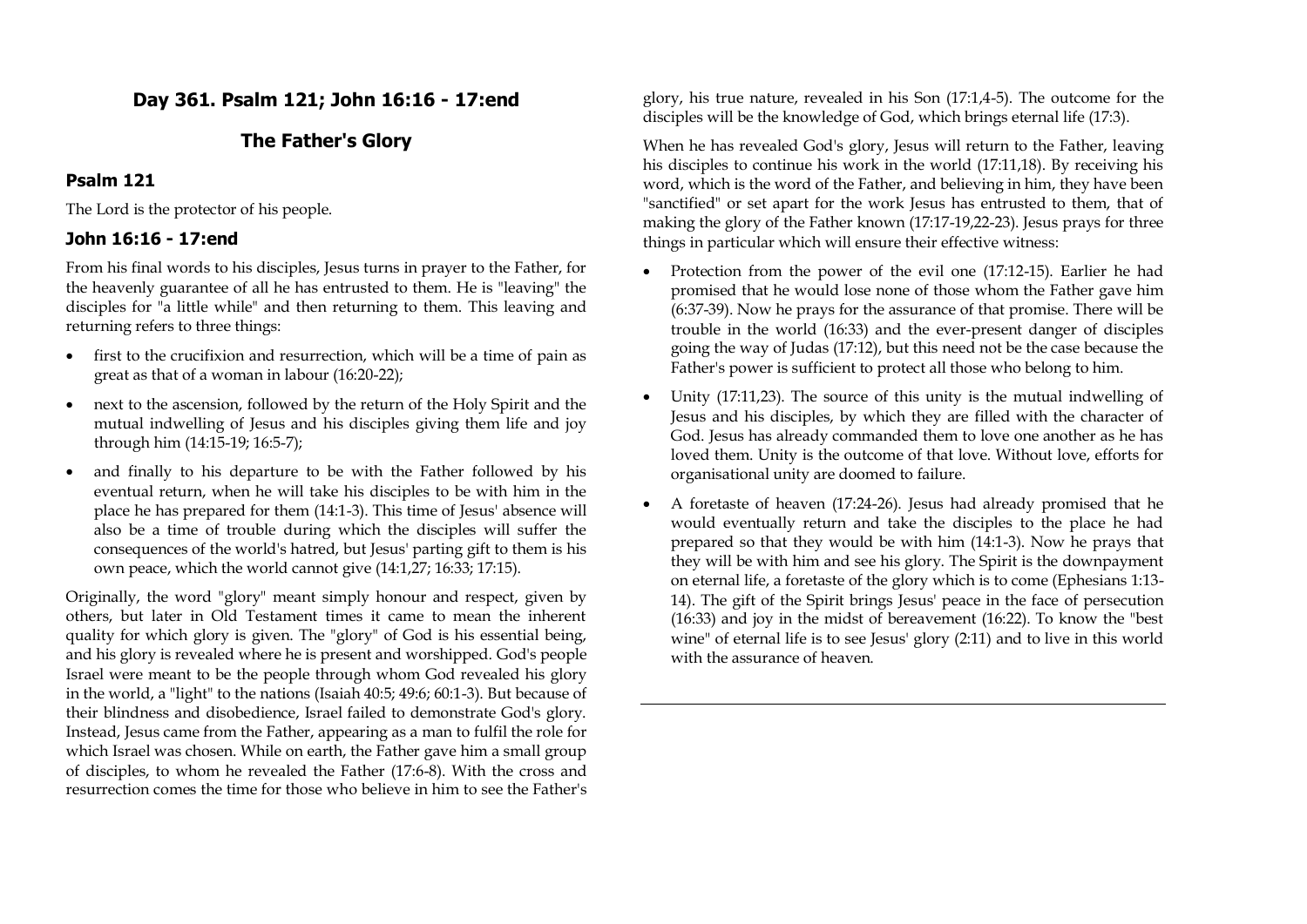## Day 361. Psalm 121; John 16:16 - 17:end

## The Father's Glory

### Psalm 121

The Lord is the protector of his people.

### John 16:16 - 17:end

From his final words to his disciples, Jesus turns in prayer to the Father, for the heavenly guarantee of all he has entrusted to them. He is "leaving" the disciples for "a little while" and then returning to them. This leaving and returning refers to three things:

- first to the crucifixion and resurrection, which will be a time of pain as great as that of a woman in labour (16:20-22);
- next to the ascension, followed by the return of the Holy Spirit and the mutual indwelling of Jesus and his disciples giving them life and joy through him (14:15-19; 16:5-7);
- and finally to his departure to be with the Father followed by his eventual return, when he will take his disciples to be with him in the place he has prepared for them (14:1-3). This time of Jesus' absence will also be a time of trouble during which the disciples will suffer the consequences of the world's hatred, but Jesus' parting gift to them is his own peace, which the world cannot give (14:1,27; 16:33; 17:15).

Originally, the word "glory" meant simply honour and respect, given by others, but later in Old Testament times it came to mean the inherent quality for which glory is given. The "glory" of God is his essential being, and his glory is revealed where he is present and worshipped. God's people Israel were meant to be the people through whom God revealed his glory in the world, a "light" to the nations (Isaiah 40:5; 49:6; 60:1-3). But because of their blindness and disobedience, Israel failed to demonstrate God's glory. Instead, Jesus came from the Father, appearing as a man to fulfil the role for which Israel was chosen. While on earth, the Father gave him a small group of disciples, to whom he revealed the Father (17:6-8). With the cross and resurrection comes the time for those who believe in him to see the Father's glory, his true nature, revealed in his Son (17:1,4-5). The outcome for the disciples will be the knowledge of God, which brings eternal life (17:3).

When he has revealed God's glory, Jesus will return to the Father, leaving his disciples to continue his work in the world (17:11,18). By receiving his word, which is the word of the Father, and believing in him, they have been "sanctified" or set apart for the work Jesus has entrusted to them, that of making the glory of the Father known (17:17-19,22-23). Jesus prays for three things in particular which will ensure their effective witness:

- Protection from the power of the evil one (17:12-15). Earlier he had promised that he would lose none of those whom the Father gave him (6:37-39). Now he prays for the assurance of that promise. There will be trouble in the world (16:33) and the ever-present danger of disciples going the way of Judas (17:12), but this need not be the case because the Father's power is sufficient to protect all those who belong to him.
- Unity (17:11,23). The source of this unity is the mutual indwelling of Jesus and his disciples, by which they are filled with the character of God. Jesus has already commanded them to love one another as he has loved them. Unity is the outcome of that love. Without love, efforts for organisational unity are doomed to failure.
- A foretaste of heaven (17:24-26). Jesus had already promised that he would eventually return and take the disciples to the place he had prepared so that they would be with him (14:1-3). Now he prays that they will be with him and see his glory. The Spirit is the downpayment on eternal life, a foretaste of the glory which is to come (Ephesians 1:13-14). The gift of the Spirit brings Jesus' peace in the face of persecution (16:33) and joy in the midst of bereavement (16:22). To know the "best wine" of eternal life is to see Jesus' glory (2:11) and to live in this world with the assurance of heaven.

---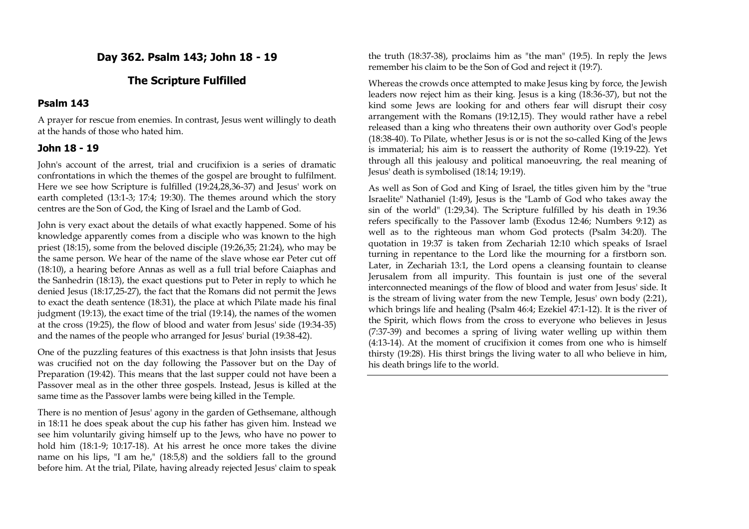## Day 362. Psalm 143; John 18 - 19

## The Scripture Fulfilled

### Psalm 143

A prayer for rescue from enemies. In contrast, Jesus went willingly to death at the hands of those who hated him.

### John 18 - 19

John's account of the arrest, trial and crucifixion is a series of dramatic confrontations in which the themes of the gospel are brought to fulfilment. Here we see how Scripture is fulfilled (19:24,28,36-37) and Jesus' work on earth completed (13:1-3; 17:4; 19:30). The themes around which the story centres are the Son of God, the King of Israel and the Lamb of God.

John is very exact about the details of what exactly happened. Some of his knowledge apparently comes from a disciple who was known to the high priest (18:15), some from the beloved disciple (19:26,35; 21:24), who may be the same person. We hear of the name of the slave whose ear Peter cut off (18:10), a hearing before Annas as well as a full trial before Caiaphas and the Sanhedrin (18:13), the exact questions put to Peter in reply to which he denied Jesus (18:17,25-27), the fact that the Romans did not permit the Jews to exact the death sentence (18:31), the place at which Pilate made his final judgment (19:13), the exact time of the trial (19:14), the names of the women at the cross (19:25), the flow of blood and water from Jesus' side (19:34-35) and the names of the people who arranged for Jesus' burial (19:38-42).

One of the puzzling features of this exactness is that John insists that Jesus was crucified not on the day following the Passover but on the Day of Preparation (19:42). This means that the last supper could not have been a Passover meal as in the other three gospels. Instead, Jesus is killed at the same time as the Passover lambs were being killed in the Temple.

There is no mention of Jesus' agony in the garden of Gethsemane, although in 18:11 he does speak about the cup his father has given him. Instead we see him voluntarily giving himself up to the Jews, who have no power to hold him (18:1-9; 10:17-18). At his arrest he once more takes the divine name on his lips, "I am he," (18:5,8) and the soldiers fall to the ground before him. At the trial, Pilate, having already rejected Jesus' claim to speak the truth (18:37-38), proclaims him as "the man" (19:5). In reply the Jews remember his claim to be the Son of God and reject it (19:7).

Whereas the crowds once attempted to make Jesus king by force, the Jewish leaders now reject him as their king. Jesus is a king (18:36-37), but not the kind some Jews are looking for and others fear will disrupt their cosy arrangement with the Romans (19:12,15). They would rather have a rebel released than a king who threatens their own authority over God's people (18:38-40). To Pilate, whether Jesus is or is not the so-called King of the Jews is immaterial; his aim is to reassert the authority of Rome (19:19-22). Yet through all this jealousy and political manoeuvring, the real meaning of Jesus' death is symbolised (18:14; 19:19).

As well as Son of God and King of Israel, the titles given him by the "true Israelite" Nathaniel (1:49), Jesus is the "Lamb of God who takes away the sin of the world" (1:29,34). The Scripture fulfilled by his death in 19:36 refers specifically to the Passover lamb (Exodus 12:46; Numbers 9:12) as well as to the righteous man whom God protects (Psalm 34:20). The quotation in 19:37 is taken from Zechariah 12:10 which speaks of Israel turning in repentance to the Lord like the mourning for a firstborn son. Later, in Zechariah 13:1, the Lord opens a cleansing fountain to cleanse Jerusalem from all impurity. This fountain is just one of the several interconnected meanings of the flow of blood and water from Jesus' side. It is the stream of living water from the new Temple, Jesus' own body (2:21), which brings life and healing (Psalm 46:4; Ezekiel 47:1-12). It is the river of the Spirit, which flows from the cross to everyone who believes in Jesus (7:37-39) and becomes a spring of living water welling up within them (4:13-14). At the moment of crucifixion it comes from one who is himself thirsty (19:28). His thirst brings the living water to all who believe in him, his death brings life to the world.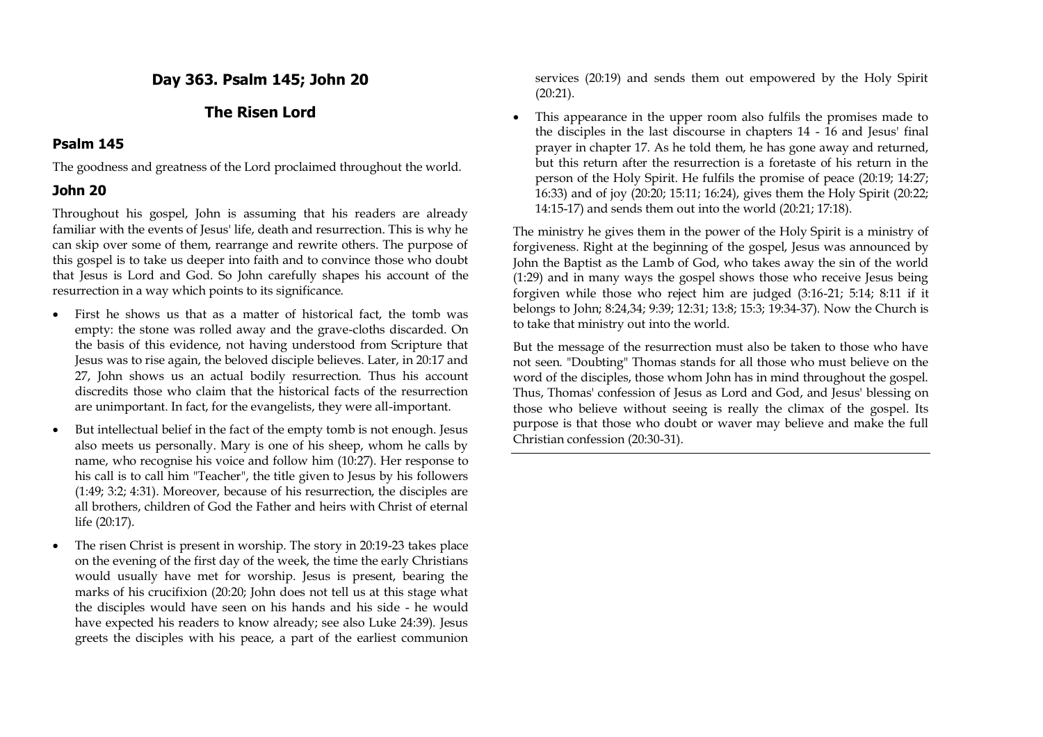## Day 363. Psalm 145; John 20

## The Risen Lord

### Psalm 145

The goodness and greatness of the Lord proclaimed throughout the world.

### John 20

Throughout his gospel, John is assuming that his readers are already familiar with the events of Jesus' life, death and resurrection. This is why he can skip over some of them, rearrange and rewrite others. The purpose of this gospel is to take us deeper into faith and to convince those who doubt that Jesus is Lord and God. So John carefully shapes his account of the resurrection in a way which points to its significance.

- First he shows us that as a matter of historical fact, the tomb was empty: the stone was rolled away and the grave-cloths discarded. On the basis of this evidence, not having understood from Scripture that Jesus was to rise again, the beloved disciple believes. Later, in 20:17 and 27, John shows us an actual bodily resurrection. Thus his account discredits those who claim that the historical facts of the resurrection are unimportant. In fact, for the evangelists, they were all-important.
- But intellectual belief in the fact of the empty tomb is not enough. Jesus also meets us personally. Mary is one of his sheep, whom he calls by name, who recognise his voice and follow him (10:27). Her response to his call is to call him "Teacher", the title given to Jesus by his followers (1:49; 3:2; 4:31). Moreover, because of his resurrection, the disciples are all brothers, children of God the Father and heirs with Christ of eternal life (20:17).
- The risen Christ is present in worship. The story in 20:19-23 takes place on the evening of the first day of the week, the time the early Christians would usually have met for worship. Jesus is present, bearing the marks of his crucifixion (20:20; John does not tell us at this stage what the disciples would have seen on his hands and his side - he would have expected his readers to know already; see also Luke 24:39). Jesus greets the disciples with his peace, a part of the earliest communion services (20:19) and sends them out empowered by the Holy Spirit (20:21).
- This appearance in the upper room also fulfils the promises made to the disciples in the last discourse in chapters 14 - 16 and Jesus' final prayer in chapter 17. As he told them, he has gone away and returned, but this return after the resurrection is a foretaste of his return in the person of the Holy Spirit. He fulfils the promise of peace (20:19; 14:27; 16:33) and of joy (20:20; 15:11; 16:24), gives them the Holy Spirit (20:22; 14:15-17) and sends them out into the world (20:21; 17:18).

The ministry he gives them in the power of the Holy Spirit is a ministry of forgiveness. Right at the beginning of the gospel, Jesus was announced by John the Baptist as the Lamb of God, who takes away the sin of the world (1:29) and in many ways the gospel shows those who receive Jesus being forgiven while those who reject him are judged (3:16-21; 5:14; 8:11 if it belongs to John; 8:24,34; 9:39; 12:31; 13:8; 15:3; 19:34-37). Now the Church is to take that ministry out into the world.

But the message of the resurrection must also be taken to those who have not seen. "Doubting" Thomas stands for all those who must believe on the word of the disciples, those whom John has in mind throughout the gospel. Thus, Thomas' confession of Jesus as Lord and God, and Jesus' blessing on those who believe without seeing is really the climax of the gospel. Its purpose is that those who doubt or waver may believe and make the full Christian confession (20:30-31).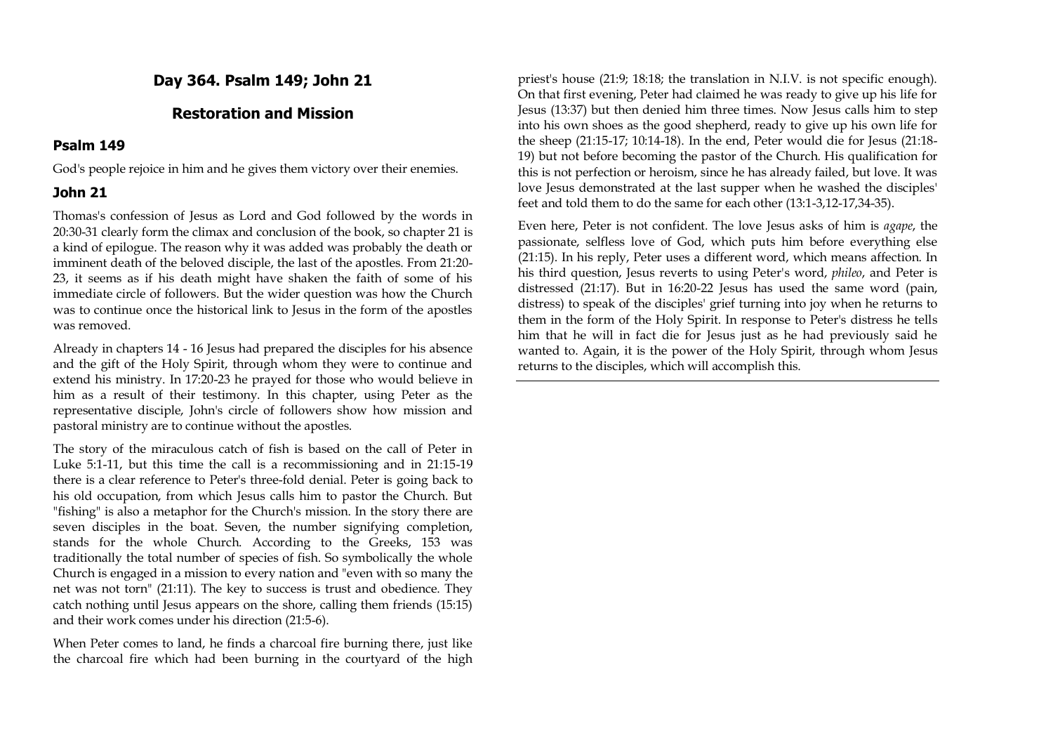## Day 364. Psalm 149; John 21

## Restoration and Mission

### Psalm 149

God's people rejoice in him and he gives them victory over their enemies.

### John 21

Thomas's confession of Jesus as Lord and God followed by the words in 20:30-31 clearly form the climax and conclusion of the book, so chapter 21 is a kind of epilogue. The reason why it was added was probably the death or imminent death of the beloved disciple, the last of the apostles. From 21:20-23, it seems as if his death might have shaken the faith of some of his immediate circle of followers. But the wider question was how the Church was to continue once the historical link to Jesus in the form of the apostles was removed.

Already in chapters 14 - 16 Jesus had prepared the disciples for his absence and the gift of the Holy Spirit, through whom they were to continue and extend his ministry. In 17:20-23 he prayed for those who would believe in him as a result of their testimony. In this chapter, using Peter as the representative disciple, John's circle of followers show how mission and pastoral ministry are to continue without the apostles.

The story of the miraculous catch of fish is based on the call of Peter in Luke 5:1-11, but this time the call is a recommissioning and in 21:15-19 there is a clear reference to Peter's three-fold denial. Peter is going back to his old occupation, from which Jesus calls him to pastor the Church. But "fishing" is also a metaphor for the Church's mission. In the story there are seven disciples in the boat. Seven, the number signifying completion, stands for the whole Church. According to the Greeks, 153 was traditionally the total number of species of fish. So symbolically the whole Church is engaged in a mission to every nation and "even with so many the net was not torn" (21:11). The key to success is trust and obedience. They catch nothing until Jesus appears on the shore, calling them friends (15:15) and their work comes under his direction (21:5-6).

When Peter comes to land, he finds a charcoal fire burning there, just like the charcoal fire which had been burning in the courtyard of the high priest's house (21:9; 18:18; the translation in N.I.V. is not specific enough). On that first evening, Peter had claimed he was ready to give up his life for Jesus (13:37) but then denied him three times. Now Jesus calls him to step into his own shoes as the good shepherd, ready to give up his own life for the sheep (21:15-17; 10:14-18). In the end, Peter would die for Jesus (21:18-19) but not before becoming the pastor of the Church. His qualification for this is not perfection or heroism, since he has already failed, but love. It was love Jesus demonstrated at the last supper when he washed the disciples' feet and told them to do the same for each other (13:1-3,12-17,34-35).

Even here, Peter is not confident. The love Jesus asks of him is *agape*, the passionate, selfless love of God, which puts him before everything else (21:15). In his reply, Peter uses a different word, which means affection. In his third question, Jesus reverts to using Peter's word, *phileo*, and Peter is distressed (21:17). But in 16:20-22 Jesus has used the same word (pain, distress) to speak of the disciples' grief turning into joy when he returns to them in the form of the Holy Spirit. In response to Peter's distress he tells him that he will in fact die for Jesus just as he had previously said he wanted to. Again, it is the power of the Holy Spirit, through whom Jesus returns to the disciples, which will accomplish this.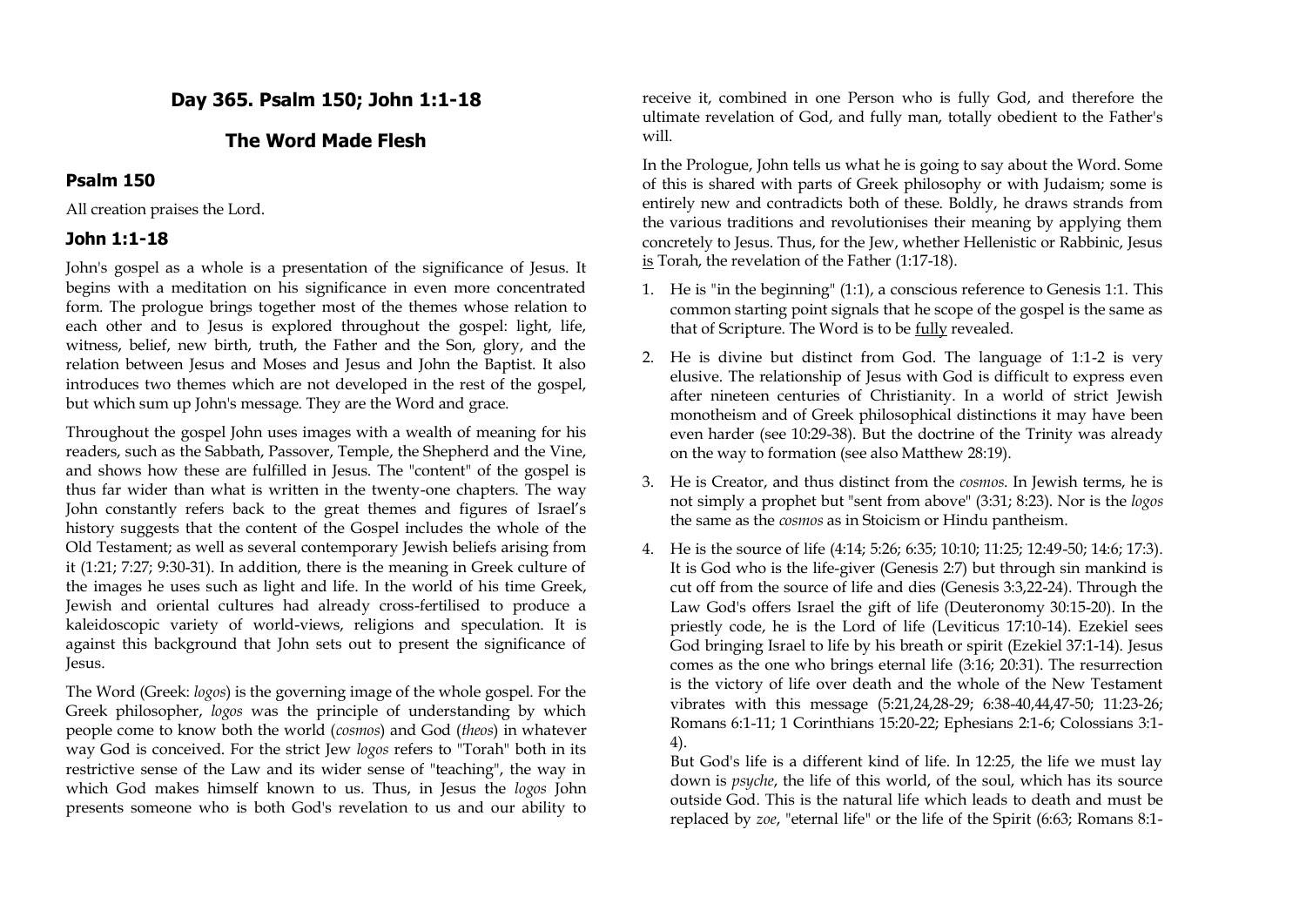## Day 365. Psalm 150; John 1:1-18

## The Word Made Flesh

### Psalm 150

All creation praises the Lord.

### John 1:1-18

John's gospel as a whole is a presentation of the significance of Jesus. It begins with a meditation on his significance in even more concentrated form. The prologue brings together most of the themes whose relation to each other and to Jesus is explored throughout the gospel: light, life, witness, belief, new birth, truth, the Father and the Son, glory, and the relation between Jesus and Moses and Jesus and John the Baptist. It also introduces two themes which are not developed in the rest of the gospel, but which sum up John's message. They are the Word and grace.

Throughout the gospel John uses images with a wealth of meaning for his readers, such as the Sabbath, Passover, Temple, the Shepherd and the Vine, and shows how these are fulfilled in Jesus. The "content" of the gospel is thus far wider than what is written in the twenty-one chapters. The way John constantly refers back to the great themes and figures of Israel's history suggests that the content of the Gospel includes the whole of the Old Testament; as well as several contemporary Jewish beliefs arising from it (1:21; 7:27; 9:30-31). In addition, there is the meaning in Greek culture of the images he uses such as light and life. In the world of his time Greek, Jewish and oriental cultures had already cross-fertilised to produce a kaleidoscopic variety of world-views, religions and speculation. It is against this background that John sets out to present the significance of Jesus.

The Word (Greek: *logos*) is the governing image of the whole gospel. For the Greek philosopher, *logos* was the principle of understanding by which people come to know both the world (*cosmos*) and God (*theos*) in whatever way God is conceived. For the strict Jew *logos* refers to "Torah" both in its restrictive sense of the Law and its wider sense of "teaching", the way in which God makes himself known to us. Thus, in Jesus the *logos* John presents someone who is both God's revelation to us and our ability to receive it, combined in one Person who is fully God, and therefore the ultimate revelation of God, and fully man, totally obedient to the Father's will.

In the Prologue, John tells us what he is going to say about the Word. Some of this is shared with parts of Greek philosophy or with Judaism; some is entirely new and contradicts both of these. Boldly, he draws strands from the various traditions and revolutionises their meaning by applying them concretely to Jesus. Thus, for the Jew, whether Hellenistic or Rabbinic, Jesus <u>is</u> Torah, the revelation of the Father (1:17-18).

1. He is "in the beginning" (1:1), a conscious reference to Genesis 1:1. This common starting point signals that he scope of the gospel is the same as that of Scripture. The Word is to be <u>fully</u> revealed.
2. He is divine but distinct from God. The language of 1:1-2 is very elusive. The relationship of Jesus with God is difficult to express even after nineteen centuries of Christianity. In a world of strict Jewish monotheism and of Greek philosophical distinctions it may have been even harder (see 10:29-38). But the doctrine of the Trinity was already on the way to formation (see also Matthew 28:19).
3. He is Creator, and thus distinct from the *cosmos*. In Jewish terms, he is not simply a prophet but "sent from above" (3:31; 8:23). Nor is the *logos* the same as the *cosmos* as in Stoicism or Hindu pantheism.
4. He is the source of life (4:14; 5:26; 6:35; 10:10; 11:25; 12:49-50; 14:6; 17:3). It is God who is the life-giver (Genesis 2:7) but through sin mankind is cut off from the source of life and dies (Genesis 3:3,22-24). Through the Law God's offers Israel the gift of life (Deuteronomy 30:15-20). In the priestly code, he is the Lord of life (Leviticus 17:10-14). Ezekiel sees God bringing Israel to life by his breath or spirit (Ezekiel 37:1-14). Jesus comes as the one who brings eternal life (3:16; 20:31). The resurrection is the victory of life over death and the whole of the New Testament vibrates with this message (5:21,24,28-29; 6:38-40,44,47-50; 11:23-26; Romans 6:1-11; 1 Corinthians 15:20-22; Ephesians 2:1-6; Colossians 3:1-4).

   But God's life is a different kind of life. In 12:25, the life we must lay down is *psyche*, the life of this world, of the soul, which has its source outside God. This is the natural life which leads to death and must be replaced by *zoe*, "eternal life" or the life of the Spirit (6:63; Romans 8:1-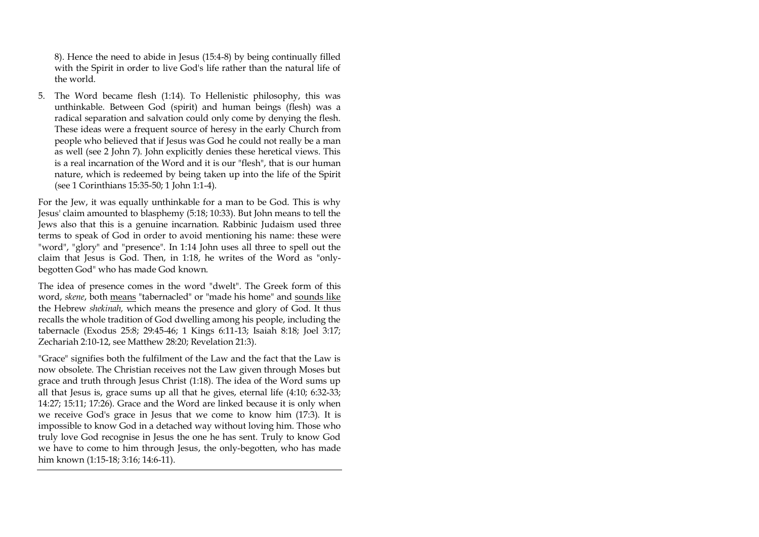8). Hence the need to abide in Jesus (15:4-8) by being continually filled with the Spirit in order to live God's life rather than the natural life of the world.

5. The Word became flesh (1:14). To Hellenistic philosophy, this was unthinkable. Between God (spirit) and human beings (flesh) was a radical separation and salvation could only come by denying the flesh. These ideas were a frequent source of heresy in the early Church from people who believed that if Jesus was God he could not really be a man as well (see 2 John 7). John explicitly denies these heretical views. This is a real incarnation of the Word and it is our "flesh", that is our human nature, which is redeemed by being taken up into the life of the Spirit (see 1 Corinthians 15:35-50; 1 John 1:1-4).

For the Jew, it was equally unthinkable for a man to be God. This is why Jesus' claim amounted to blasphemy (5:18; 10:33). But John means to tell the Jews also that this is a genuine incarnation. Rabbinic Judaism used three terms to speak of God in order to avoid mentioning his name: these were "word", "glory" and "presence". In 1:14 John uses all three to spell out the claim that Jesus is God. Then, in 1:18, he writes of the Word as "only-begotten God" who has made God known.

The idea of presence comes in the word "dwelt". The Greek form of this word, *skene*, both <u>means</u> "tabernacled" or "made his home" and <u>sounds like</u> the Hebrew *shekinah*, which means the presence and glory of God. It thus recalls the whole tradition of God dwelling among his people, including the tabernacle (Exodus 25:8; 29:45-46; 1 Kings 6:11-13; Isaiah 8:18; Joel 3:17; Zechariah 2:10-12, see Matthew 28:20; Revelation 21:3).

"Grace" signifies both the fulfilment of the Law and the fact that the Law is now obsolete. The Christian receives not the Law given through Moses but grace and truth through Jesus Christ (1:18). The idea of the Word sums up all that Jesus is, grace sums up all that he gives, eternal life (4:10; 6:32-33; 14:27; 15:11; 17:26). Grace and the Word are linked because it is only when we receive God's grace in Jesus that we come to know him (17:3). It is impossible to know God in a detached way without loving him. Those who truly love God recognise in Jesus the one he has sent. Truly to know God we have to come to him through Jesus, the only-begotten, who has made him known (1:15-18; 3:16; 14:6-11).